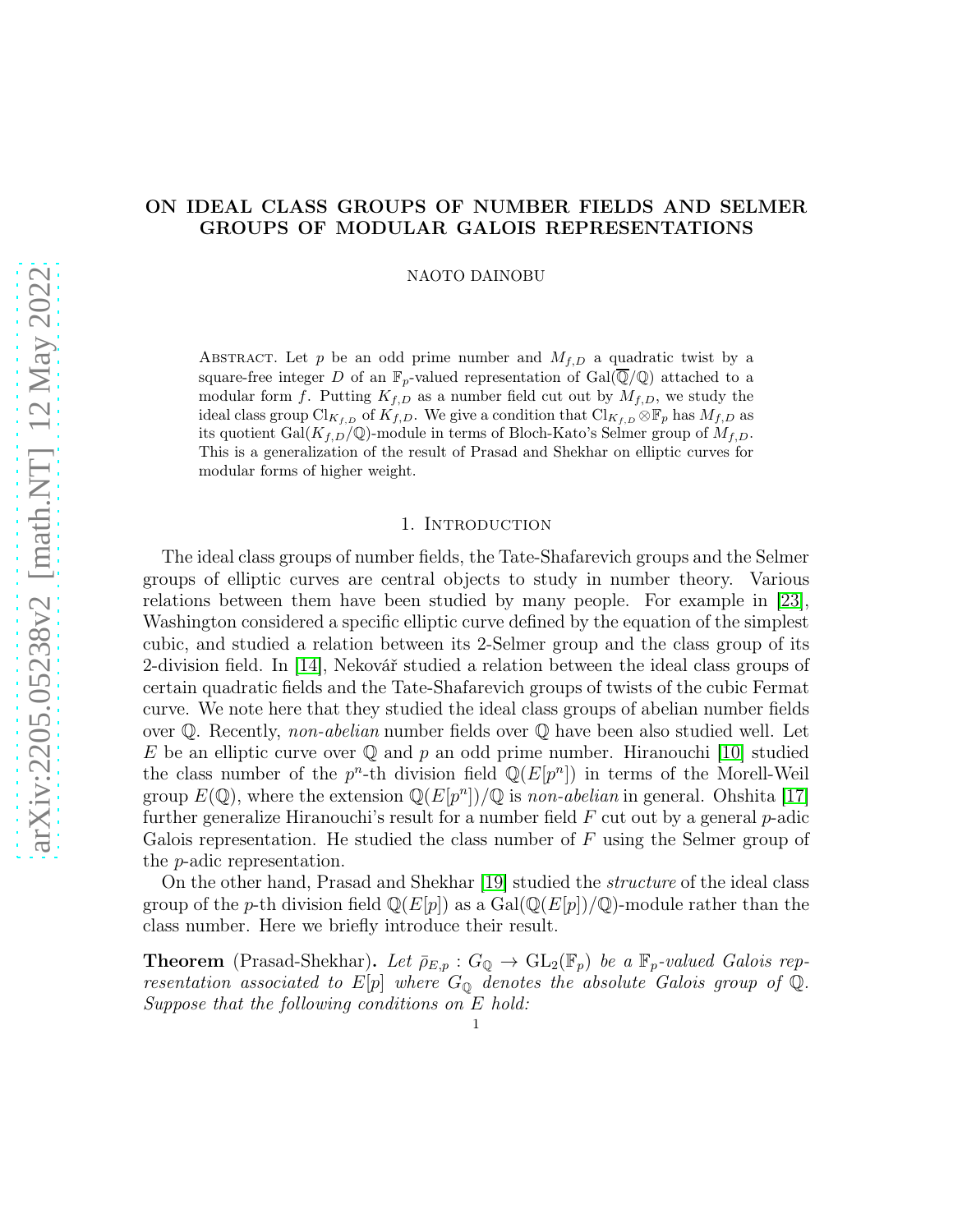# ON IDEAL CLASS GROUPS OF NUMBER FIELDS AND SELMER GROUPS OF MODULAR GALOIS REPRESENTATIONS

NAOTO DAINOBU

Abstract. Let $p$ be an odd prime number and $M_{f,D}$ a quadratic twist by a square-free integer $D$ of an $\mathbb{F}_p$-valued representation of $\mathrm{Gal}(\overline{\mathbb{Q}}/\mathbb{Q})$ attached to a modular form $f$. Putting $K_{f,D}$ as a number field cut out by $M_{f,D}$, we study the ideal class group $\mathrm{Cl}_{K_{f,D}}$ of $K_{f,D}$. We give a condition that $\mathrm{Cl}_{K_{f,D}} \otimes \mathbb{F}_p$ has $M_{f,D}$ as its quotient $\mathrm{Gal}(K_{f,D}/\mathbb{Q})$-module in terms of Bloch-Kato's Selmer group of $M_{f,D}$. This is a generalization of the result of Prasad and Shekhar on elliptic curves for modular forms of higher weight.

## 1. Introduction

The ideal class groups of number fields, the Tate-Shafarevich groups and the Selmer groups of elliptic curves are central objects to study in number theory. Various relations between them have been studied by many people. For example in [23], Washington considered a specific elliptic curve defined by the equation of the simplest cubic, and studied a relation between its 2-Selmer group and the class group of its 2-division field. In [14], Nekovář studied a relation between the ideal class groups of certain quadratic fields and the Tate-Shafarevich groups of twists of the cubic Fermat curve. We note here that they studied the ideal class groups of abelian number fields over $\mathbb{Q}$. Recently, *non-abelian* number fields over $\mathbb{Q}$ have been also studied well. Let $E$ be an elliptic curve over $\mathbb{Q}$ and $p$ an odd prime number. Hiranouchi [10] studied the class number of the $p^n$-th division field $\mathbb{Q}(E[p^n])$ in terms of the Morell-Weil group $E(\mathbb{Q})$, where the extension $\mathbb{Q}(E[p^n])/\mathbb{Q}$ is *non-abelian* in general. Ohshita [17] further generalize Hiranouchi's result for a number field $F$ cut out by a general $p$-adic Galois representation. He studied the class number of $F$ using the Selmer group of the $p$-adic representation.

On the other hand, Prasad and Shekhar [19] studied the *structure* of the ideal class group of the $p$-th division field $\mathbb{Q}(E[p])$ as a $\mathrm{Gal}(\mathbb{Q}(E[p])/\mathbb{Q})$-module rather than the class number. Here we briefly introduce their result.

**Theorem** (Prasad-Shekhar). *Let $\bar{\rho}_{E,p} : G_{\mathbb{Q}} \to \mathrm{GL}_2(\mathbb{F}_p)$ be a $\mathbb{F}_p$-valued Galois representation associated to $E[p]$ where $G_{\mathbb{Q}}$ denotes the absolute Galois group of $\mathbb{Q}$. Suppose that the following conditions on $E$ hold:*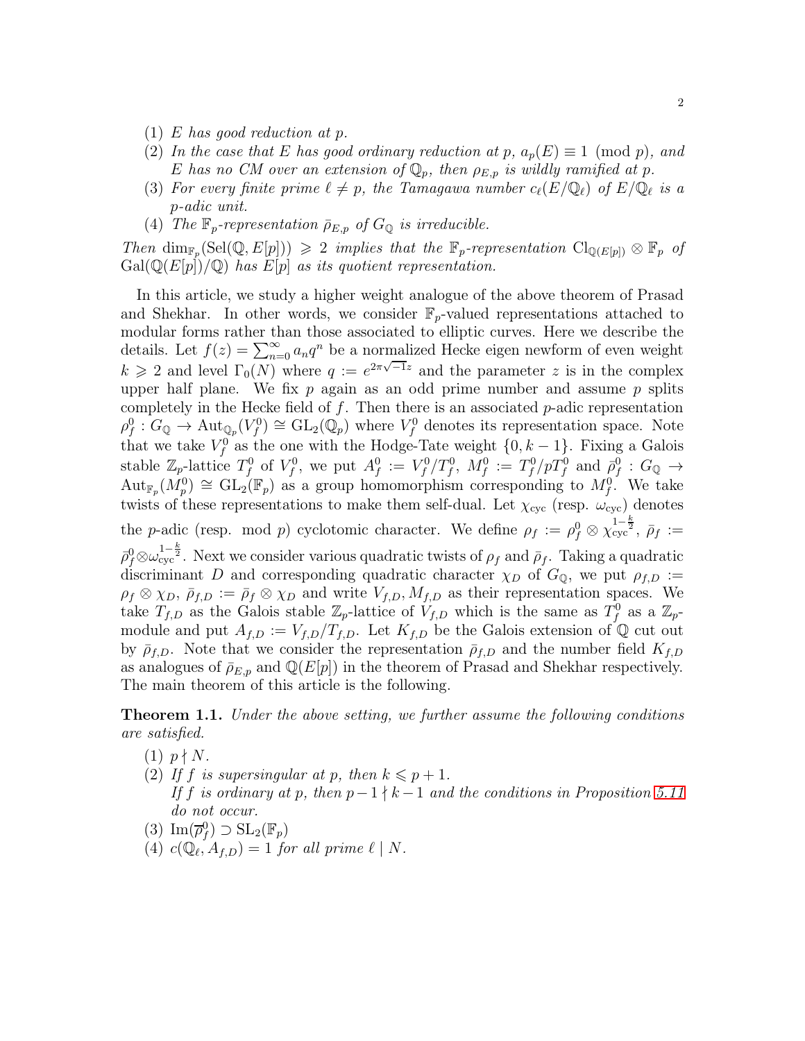(1) *$E$ has good reduction at $p$.*
(2) *In the case that $E$ has good ordinary reduction at $p$, $a_p(E) \equiv 1 \pmod{p}$, and $E$ has no CM over an extension of $\mathbb{Q}_p$, then $\rho_{E,p}$ is wildly ramified at $p$.*
(3) *For every finite prime $\ell \neq p$, the Tamagawa number $c_\ell(E/\mathbb{Q}_\ell)$ of $E/\mathbb{Q}_\ell$ is a $p$-adic unit.*
(4) *The $\mathbb{F}_p$-representation $\bar{\rho}_{E,p}$ of $G_\mathbb{Q}$ is irreducible.*

*Then $\dim_{\mathbb{F}_p}(\mathrm{Sel}(\mathbb{Q}, E[p])) \geqslant 2$ implies that the $\mathbb{F}_p$-representation $\mathrm{Cl}_{\mathbb{Q}(E[p])} \otimes \mathbb{F}_p$ of $\mathrm{Gal}(\mathbb{Q}(E[p])/\mathbb{Q})$ has $E[p]$ as its quotient representation.*

In this article, we study a higher weight analogue of the above theorem of Prasad and Shekhar. In other words, we consider $\mathbb{F}_p$-valued representations attached to modular forms rather than those associated to elliptic curves. Here we describe the details. Let $f(z) = \sum_{n=0}^{\infty} a_n q^n$ be a normalized Hecke eigen newform of even weight $k \geqslant 2$ and level $\Gamma_0(N)$ where $q := e^{2\pi\sqrt{-1}z}$ and the parameter $z$ is in the complex upper half plane. We fix $p$ again as an odd prime number and assume $p$ splits completely in the Hecke field of $f$. Then there is an associated $p$-adic representation $\rho_f^0 : G_\mathbb{Q} \to \mathrm{Aut}_{\mathbb{Q}_p}(V_f^0) \cong \mathrm{GL}_2(\mathbb{Q}_p)$ where $V_f^0$ denotes its representation space. Note that we take $V_f^0$ as the one with the Hodge-Tate weight $\{0, k-1\}$. Fixing a Galois stable $\mathbb{Z}_p$-lattice $T_f^0$ of $V_f^0$, we put $A_f^0 := V_f^0/T_f^0$, $M_f^0 := T_f^0/pT_f^0$ and $\bar{\rho}_f^0 : G_\mathbb{Q} \to \mathrm{Aut}_{\mathbb{F}_p}(M_p^0) \cong \mathrm{GL}_2(\mathbb{F}_p)$ as a group homomorphism corresponding to $M_f^0$. We take twists of these representations to make them self-dual. Let $\chi_{\mathrm{cyc}}$ (resp. $\omega_{\mathrm{cyc}}$) denotes the $p$-adic (resp. mod $p$) cyclotomic character. We define $\rho_f := \rho_f^0 \otimes \chi_{\mathrm{cyc}}^{1-\frac{k}{2}}$, $\bar{\rho}_f := \bar{\rho}_f^0 \otimes \omega_{\mathrm{cyc}}^{1-\frac{k}{2}}$. Next we consider various quadratic twists of $\rho_f$ and $\bar{\rho}_f$. Taking a quadratic discriminant $D$ and corresponding quadratic character $\chi_D$ of $G_\mathbb{Q}$, we put $\rho_{f,D} := \rho_f \otimes \chi_D$, $\bar{\rho}_{f,D} := \bar{\rho}_f \otimes \chi_D$ and write $V_{f,D}, M_{f,D}$ as their representation spaces. We take $T_{f,D}$ as the Galois stable $\mathbb{Z}_p$-lattice of $V_{f,D}$ which is the same as $T_f^0$ as a $\mathbb{Z}_p$-module and put $A_{f,D} := V_{f,D}/T_{f,D}$. Let $K_{f,D}$ be the Galois extension of $\mathbb{Q}$ cut out by $\bar{\rho}_{f,D}$. Note that we consider the representation $\bar{\rho}_{f,D}$ and the number field $K_{f,D}$ as analogues of $\bar{\rho}_{E,p}$ and $\mathbb{Q}(E[p])$ in the theorem of Prasad and Shekhar respectively. The main theorem of this article is the following.

**Theorem 1.1.** *Under the above setting, we further assume the following conditions are satisfied.*

(1) *$p \nmid N$.*
(2) *If $f$ is supersingular at $p$, then $k \leqslant p+1$.*
*If $f$ is ordinary at $p$, then $p-1 \nmid k-1$ and the conditions in Proposition 5.11 do not occur.*
(3) *$\mathrm{Im}(\overline{\rho}_f^0) \supset \mathrm{SL}_2(\mathbb{F}_p)$*
(4) *$c(\mathbb{Q}_\ell, A_{f,D}) = 1$ for all prime $\ell \mid N$.*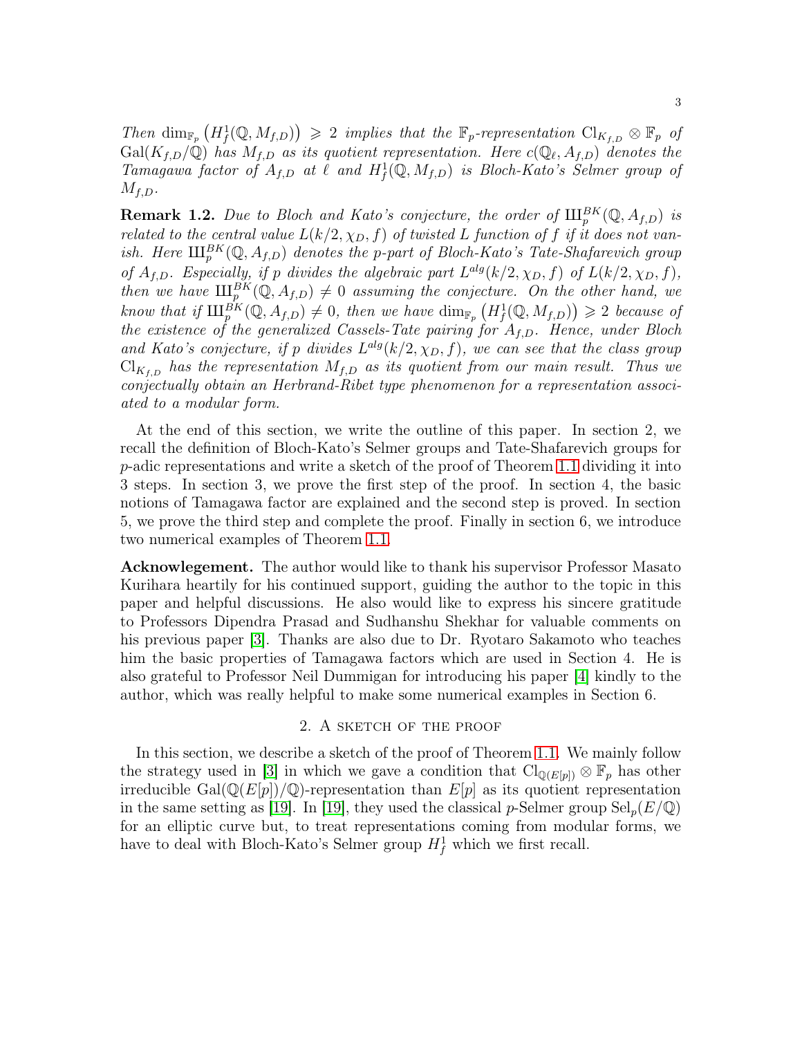*Then* $\dim_{\mathbb{F}_p}\left(H^1_f(\mathbb{Q}, M_{f,D})\right) \geqslant 2$ *implies that the* $\mathbb{F}_p$*-representation* $\mathrm{Cl}_{K_{f,D}} \otimes \mathbb{F}_p$ *of* $\mathrm{Gal}(K_{f,D}/\mathbb{Q})$ *has* $M_{f,D}$ *as its quotient representation. Here* $c(\mathbb{Q}_\ell, A_{f,D})$ *denotes the Tamagawa factor of* $A_{f,D}$ *at* $\ell$ *and* $H^1_f(\mathbb{Q}, M_{f,D})$ *is Bloch-Kato's Selmer group of* $M_{f,D}$*.*

**Remark 1.2.** *Due to Bloch and Kato's conjecture, the order of* $Ш^{BK}_p(\mathbb{Q}, A_{f,D})$ *is related to the central value* $L(k/2, \chi_D, f)$ *of twisted L function of* $f$ *if it does not vanish. Here* $Ш^{BK}_p(\mathbb{Q}, A_{f,D})$ *denotes the p-part of Bloch-Kato's Tate-Shafarevich group of* $A_{f,D}$*. Especially, if* $p$ *divides the algebraic part* $L^{alg}(k/2, \chi_D, f)$ *of* $L(k/2, \chi_D, f)$*, then we have* $Ш^{BK}_p(\mathbb{Q}, A_{f,D}) \neq 0$ *assuming the conjecture. On the other hand, we know that if* $Ш^{BK}_p(\mathbb{Q}, A_{f,D}) \neq 0$*, then we have* $\dim_{\mathbb{F}_p}\left(H^1_f(\mathbb{Q}, M_{f,D})\right) \geqslant 2$ *because of the existence of the generalized Cassels-Tate pairing for* $A_{f,D}$*. Hence, under Bloch and Kato's conjecture, if* $p$ *divides* $L^{alg}(k/2, \chi_D, f)$*, we can see that the class group* $\mathrm{Cl}_{K_{f,D}}$ *has the representation* $M_{f,D}$ *as its quotient from our main result. Thus we conjectually obtain an Herbrand-Ribet type phenomenon for a representation associated to a modular form.*

At the end of this section, we write the outline of this paper. In section 2, we recall the definition of Bloch-Kato's Selmer groups and Tate-Shafarevich groups for $p$-adic representations and write a sketch of the proof of Theorem 1.1 dividing it into 3 steps. In section 3, we prove the first step of the proof. In section 4, the basic notions of Tamagawa factor are explained and the second step is proved. In section 5, we prove the third step and complete the proof. Finally in section 6, we introduce two numerical examples of Theorem 1.1.

**Acknowlegement.** The author would like to thank his supervisor Professor Masato Kurihara heartily for his continued support, guiding the author to the topic in this paper and helpful discussions. He also would like to express his sincere gratitude to Professors Dipendra Prasad and Sudhanshu Shekhar for valuable comments on his previous paper [3]. Thanks are also due to Dr. Ryotaro Sakamoto who teaches him the basic properties of Tamagawa factors which are used in Section 4. He is also grateful to Professor Neil Dummigan for introducing his paper [4] kindly to the author, which was really helpful to make some numerical examples in Section 6.

## 2. A sketch of the proof

In this section, we describe a sketch of the proof of Theorem 1.1. We mainly follow the strategy used in [3] in which we gave a condition that $\mathrm{Cl}_{\mathbb{Q}(E[p])} \otimes \mathbb{F}_p$ has other irreducible $\mathrm{Gal}(\mathbb{Q}(E[p])/\mathbb{Q})$-representation than $E[p]$ as its quotient representation in the same setting as [19]. In [19], they used the classical $p$-Selmer group $\mathrm{Sel}_p(E/\mathbb{Q})$ for an elliptic curve but, to treat representations coming from modular forms, we have to deal with Bloch-Kato's Selmer group $H^1_f$ which we first recall.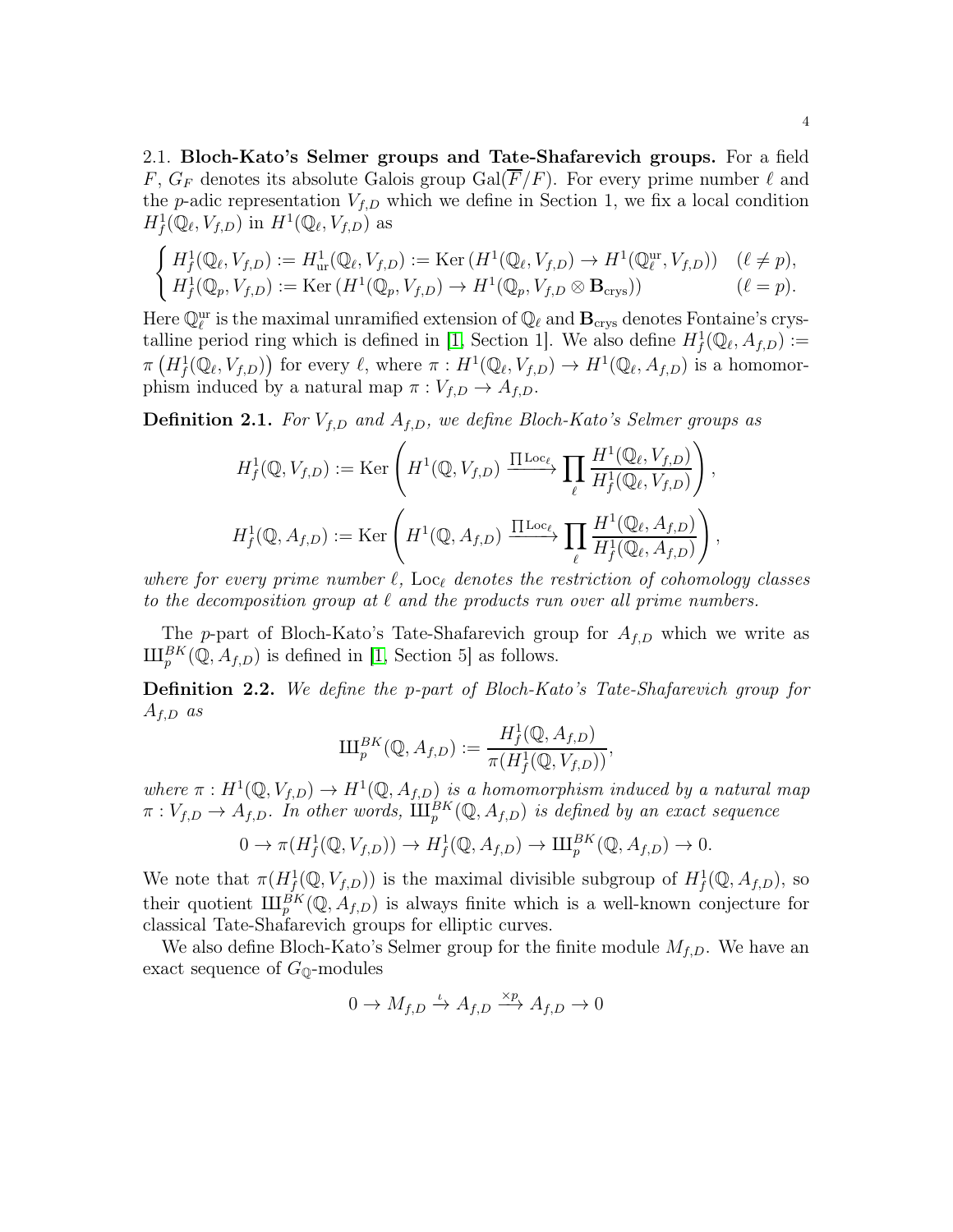2.1. **Bloch-Kato's Selmer groups and Tate-Shafarevich groups.** For a field $F$, $G_F$ denotes its absolute Galois group $\mathrm{Gal}(\overline{F}/F)$. For every prime number $\ell$ and the $p$-adic representation $V_{f,D}$ which we define in Section 1, we fix a local condition $H^1_f(\mathbb{Q}_\ell, V_{f,D})$ in $H^1(\mathbb{Q}_\ell, V_{f,D})$ as

$$\begin{cases} H^1_f(\mathbb{Q}_\ell, V_{f,D}) := H^1_{\mathrm{ur}}(\mathbb{Q}_\ell, V_{f,D}) := \mathrm{Ker}\left(H^1(\mathbb{Q}_\ell, V_{f,D}) \to H^1(\mathbb{Q}_\ell^{\mathrm{ur}}, V_{f,D})\right) & (\ell \neq p), \\ H^1_f(\mathbb{Q}_p, V_{f,D}) := \mathrm{Ker}\left(H^1(\mathbb{Q}_p, V_{f,D}) \to H^1(\mathbb{Q}_p, V_{f,D} \otimes \mathbf{B}_{\mathrm{crys}})\right) & (\ell = p). \end{cases}$$

Here $\mathbb{Q}_\ell^{\mathrm{ur}}$ is the maximal unramified extension of $\mathbb{Q}_\ell$ and $\mathbf{B}_{\mathrm{crys}}$ denotes Fontaine's crystalline period ring which is defined in [1, Section 1]. We also define $H^1_f(\mathbb{Q}_\ell, A_{f,D}) := \pi\left(H^1_f(\mathbb{Q}_\ell, V_{f,D})\right)$ for every $\ell$, where $\pi : H^1(\mathbb{Q}_\ell, V_{f,D}) \to H^1(\mathbb{Q}_\ell, A_{f,D})$ is a homomorphism induced by a natural map $\pi : V_{f,D} \to A_{f,D}$.

**Definition 2.1.** *For $V_{f,D}$ and $A_{f,D}$, we define Bloch-Kato's Selmer groups as*

$$H^1_f(\mathbb{Q}, V_{f,D}) := \mathrm{Ker}\left(H^1(\mathbb{Q}, V_{f,D}) \xrightarrow{\prod \mathrm{Loc}_\ell} \prod_\ell \frac{H^1(\mathbb{Q}_\ell, V_{f,D})}{H^1_f(\mathbb{Q}_\ell, V_{f,D})}\right),$$

$$H^1_f(\mathbb{Q}, A_{f,D}) := \mathrm{Ker}\left(H^1(\mathbb{Q}, A_{f,D}) \xrightarrow{\prod \mathrm{Loc}_\ell} \prod_\ell \frac{H^1(\mathbb{Q}_\ell, A_{f,D})}{H^1_f(\mathbb{Q}_\ell, A_{f,D})}\right),$$

*where for every prime number $\ell$, $\mathrm{Loc}_\ell$ denotes the restriction of cohomology classes to the decomposition group at $\ell$ and the products run over all prime numbers.*

The $p$-part of Bloch-Kato's Tate-Shafarevich group for $A_{f,D}$ which we write as $\text{Ш}^{BK}_p(\mathbb{Q}, A_{f,D})$ is defined in [1, Section 5] as follows.

**Definition 2.2.** *We define the $p$-part of Bloch-Kato's Tate-Shafarevich group for $A_{f,D}$ as*

$$\text{Ш}^{BK}_p(\mathbb{Q}, A_{f,D}) := \frac{H^1_f(\mathbb{Q}, A_{f,D})}{\pi(H^1_f(\mathbb{Q}, V_{f,D}))},$$

*where $\pi : H^1(\mathbb{Q}, V_{f,D}) \to H^1(\mathbb{Q}, A_{f,D})$ is a homomorphism induced by a natural map $\pi : V_{f,D} \to A_{f,D}$. In other words, $\text{Ш}^{BK}_p(\mathbb{Q}, A_{f,D})$ is defined by an exact sequence*

$$0 \to \pi(H^1_f(\mathbb{Q}, V_{f,D})) \to H^1_f(\mathbb{Q}, A_{f,D}) \to \text{Ш}^{BK}_p(\mathbb{Q}, A_{f,D}) \to 0.$$

We note that $\pi(H^1_f(\mathbb{Q}, V_{f,D}))$ is the maximal divisible subgroup of $H^1_f(\mathbb{Q}, A_{f,D})$, so their quotient $\text{Ш}^{BK}_p(\mathbb{Q}, A_{f,D})$ is always finite which is a well-known conjecture for classical Tate-Shafarevich groups for elliptic curves.

We also define Bloch-Kato's Selmer group for the finite module $M_{f,D}$. We have an exact sequence of $G_\mathbb{Q}$-modules

$$0 \to M_{f,D} \xrightarrow{\iota} A_{f,D} \xrightarrow{\times p} A_{f,D} \to 0$$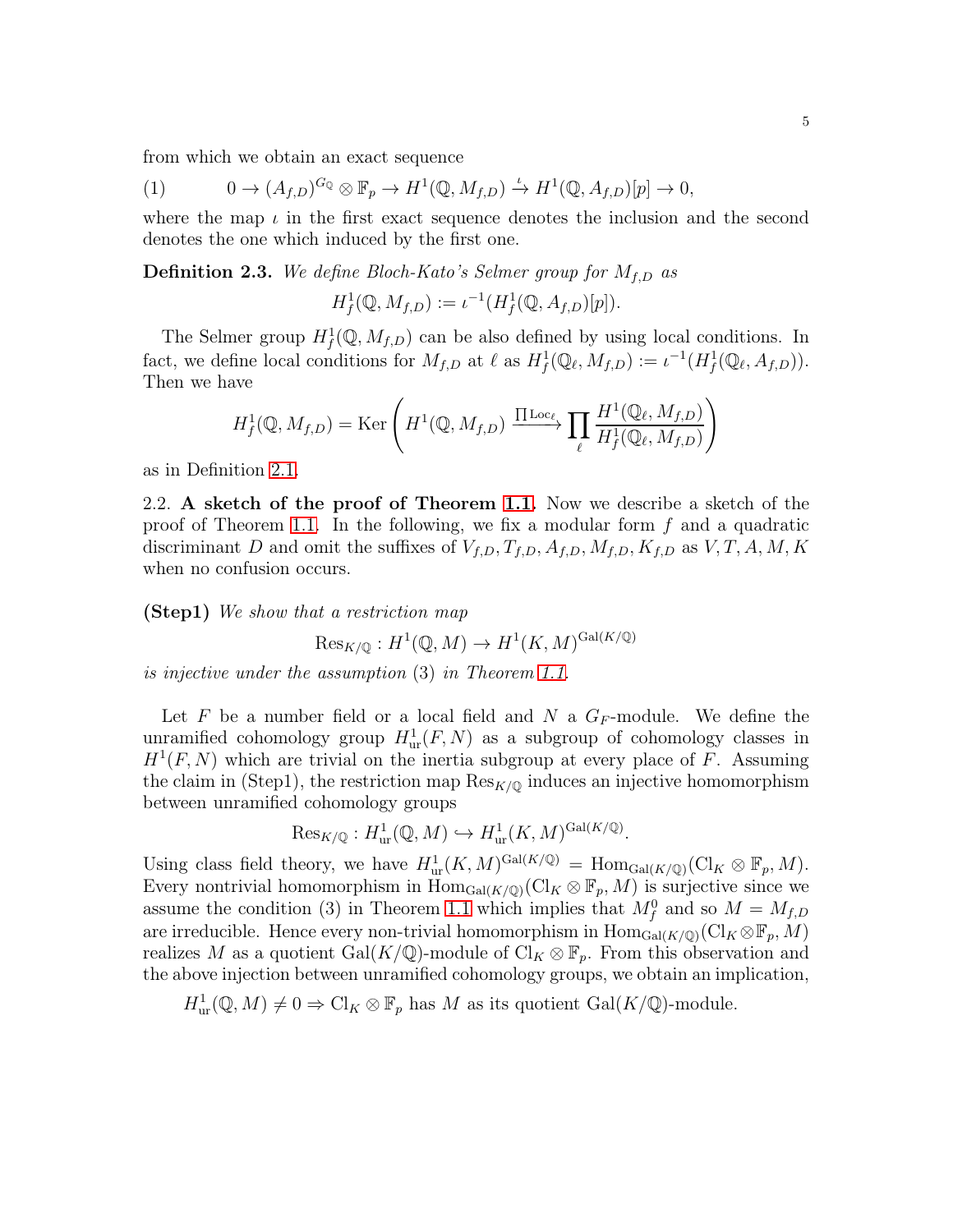from which we obtain an exact sequence

$$(1) \qquad 0 \to (A_{f,D})^{G_{\mathbb{Q}}} \otimes \mathbb{F}_p \to H^1(\mathbb{Q}, M_{f,D}) \xrightarrow{\iota} H^1(\mathbb{Q}, A_{f,D})[p] \to 0,$$

where the map $\iota$ in the first exact sequence denotes the inclusion and the second denotes the one which induced by the first one.

**Definition 2.3.** *We define Bloch-Kato's Selmer group for $M_{f,D}$ as*

$$H^1_f(\mathbb{Q}, M_{f,D}) := \iota^{-1}(H^1_f(\mathbb{Q}, A_{f,D})[p]).$$

The Selmer group $H^1_f(\mathbb{Q}, M_{f,D})$ can be also defined by using local conditions. In fact, we define local conditions for $M_{f,D}$ at $\ell$ as $H^1_f(\mathbb{Q}_\ell, M_{f,D}) := \iota^{-1}(H^1_f(\mathbb{Q}_\ell, A_{f,D}))$. Then we have

$$H^1_f(\mathbb{Q}, M_{f,D}) = \operatorname{Ker}\left( H^1(\mathbb{Q}, M_{f,D}) \xrightarrow{\prod \mathrm{Loc}_\ell} \prod_\ell \frac{H^1(\mathbb{Q}_\ell, M_{f,D})}{H^1_f(\mathbb{Q}_\ell, M_{f,D})} \right)$$

as in Definition 2.1.

2.2. **A sketch of the proof of Theorem 1.1.** Now we describe a sketch of the proof of Theorem 1.1. In the following, we fix a modular form $f$ and a quadratic discriminant $D$ and omit the suffixes of $V_{f,D}, T_{f,D}, A_{f,D}, M_{f,D}, K_{f,D}$ as $V, T, A, M, K$ when no confusion occurs.

**(Step1)** *We show that a restriction map*

$$\mathrm{Res}_{K/\mathbb{Q}} : H^1(\mathbb{Q}, M) \to H^1(K, M)^{\mathrm{Gal}(K/\mathbb{Q})}$$

*is injective under the assumption* (3) *in Theorem 1.1.*

Let $F$ be a number field or a local field and $N$ a $G_F$-module. We define the unramified cohomology group $H^1_{\mathrm{ur}}(F, N)$ as a subgroup of cohomology classes in $H^1(F, N)$ which are trivial on the inertia subgroup at every place of $F$. Assuming the claim in (Step1), the restriction map $\mathrm{Res}_{K/\mathbb{Q}}$ induces an injective homomorphism between unramified cohomology groups

$$\mathrm{Res}_{K/\mathbb{Q}} : H^1_{\mathrm{ur}}(\mathbb{Q}, M) \hookrightarrow H^1_{\mathrm{ur}}(K, M)^{\mathrm{Gal}(K/\mathbb{Q})}.$$

Using class field theory, we have $H^1_{\mathrm{ur}}(K, M)^{\mathrm{Gal}(K/\mathbb{Q})} = \mathrm{Hom}_{\mathrm{Gal}(K/\mathbb{Q})}(\mathrm{Cl}_K \otimes \mathbb{F}_p, M)$. Every nontrivial homomorphism in $\mathrm{Hom}_{\mathrm{Gal}(K/\mathbb{Q})}(\mathrm{Cl}_K \otimes \mathbb{F}_p, M)$ is surjective since we assume the condition (3) in Theorem 1.1 which implies that $M^0_f$ and so $M = M_{f,D}$ are irreducible. Hence every non-trivial homomorphism in $\mathrm{Hom}_{\mathrm{Gal}(K/\mathbb{Q})}(\mathrm{Cl}_K \otimes \mathbb{F}_p, M)$ realizes $M$ as a quotient $\mathrm{Gal}(K/\mathbb{Q})$-module of $\mathrm{Cl}_K \otimes \mathbb{F}_p$. From this observation and the above injection between unramified cohomology groups, we obtain an implication,

$$H^1_{\mathrm{ur}}(\mathbb{Q}, M) \neq 0 \Rightarrow \mathrm{Cl}_K \otimes \mathbb{F}_p \text{ has } M \text{ as its quotient } \mathrm{Gal}(K/\mathbb{Q})\text{-module.}$$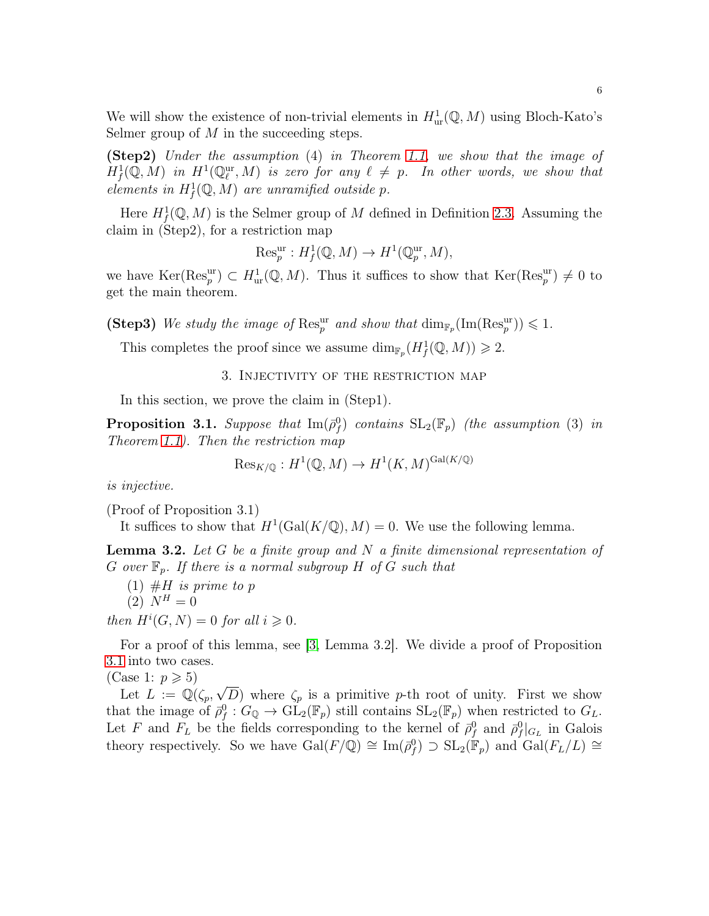We will show the existence of non-trivial elements in $H^1_{\mathrm{ur}}(\mathbb{Q}, M)$ using Bloch-Kato's Selmer group of $M$ in the succeeding steps.

**(Step2)** *Under the assumption* (4) *in Theorem 1.1, we show that the image of $H^1_f(\mathbb{Q}, M)$ in $H^1(\mathbb{Q}_\ell^{\mathrm{ur}}, M)$ is zero for any $\ell \neq p$. In other words, we show that elements in $H^1_f(\mathbb{Q}, M)$ are unramified outside $p$.*

Here $H^1_f(\mathbb{Q}, M)$ is the Selmer group of $M$ defined in Definition 2.3. Assuming the claim in (Step2), for a restriction map

$$\mathrm{Res}_p^{\mathrm{ur}} : H^1_f(\mathbb{Q}, M) \to H^1(\mathbb{Q}_p^{\mathrm{ur}}, M),$$

we have $\mathrm{Ker}(\mathrm{Res}_p^{\mathrm{ur}}) \subset H^1_{\mathrm{ur}}(\mathbb{Q}, M)$. Thus it suffices to show that $\mathrm{Ker}(\mathrm{Res}_p^{\mathrm{ur}}) \neq 0$ to get the main theorem.

**(Step3)** *We study the image of $\mathrm{Res}_p^{\mathrm{ur}}$ and show that $\dim_{\mathbb{F}_p}(\mathrm{Im}(\mathrm{Res}_p^{\mathrm{ur}})) \leqslant 1$.*

This completes the proof since we assume $\dim_{\mathbb{F}_p}(H^1_f(\mathbb{Q}, M)) \geqslant 2$.

## 3. Injectivity of the restriction map

In this section, we prove the claim in (Step1).

**Proposition 3.1.** *Suppose that $\mathrm{Im}(\bar{\rho}_f^0)$ contains $\mathrm{SL}_2(\mathbb{F}_p)$ (the assumption* (3) *in Theorem 1.1). Then the restriction map*

$$\mathrm{Res}_{K/\mathbb{Q}} : H^1(\mathbb{Q}, M) \to H^1(K, M)^{\mathrm{Gal}(K/\mathbb{Q})}$$

*is injective.*

(Proof of Proposition 3.1)

It suffices to show that $H^1(\mathrm{Gal}(K/\mathbb{Q}), M) = 0$. We use the following lemma.

**Lemma 3.2.** *Let $G$ be a finite group and $N$ a finite dimensional representation of $G$ over $\mathbb{F}_p$. If there is a normal subgroup $H$ of $G$ such that*

1. *$\#H$ is prime to $p$*
2. *$N^H = 0$*

*then $H^i(G, N) = 0$ for all $i \geqslant 0$.*

For a proof of this lemma, see [3, Lemma 3.2]. We divide a proof of Proposition 3.1 into two cases.

(Case 1: $p \geqslant 5$)

Let $L := \mathbb{Q}(\zeta_p, \sqrt{D})$ where $\zeta_p$ is a primitive $p$-th root of unity. First we show that the image of $\bar{\rho}_f^0 : G_{\mathbb{Q}} \to \mathrm{GL}_2(\mathbb{F}_p)$ still contains $\mathrm{SL}_2(\mathbb{F}_p)$ when restricted to $G_L$. Let $F$ and $F_L$ be the fields corresponding to the kernel of $\bar{\rho}_f^0$ and $\bar{\rho}_f^0|_{G_L}$ in Galois theory respectively. So we have $\mathrm{Gal}(F/\mathbb{Q}) \cong \mathrm{Im}(\bar{\rho}_f^0) \supset \mathrm{SL}_2(\mathbb{F}_p)$ and $\mathrm{Gal}(F_L/L) \cong$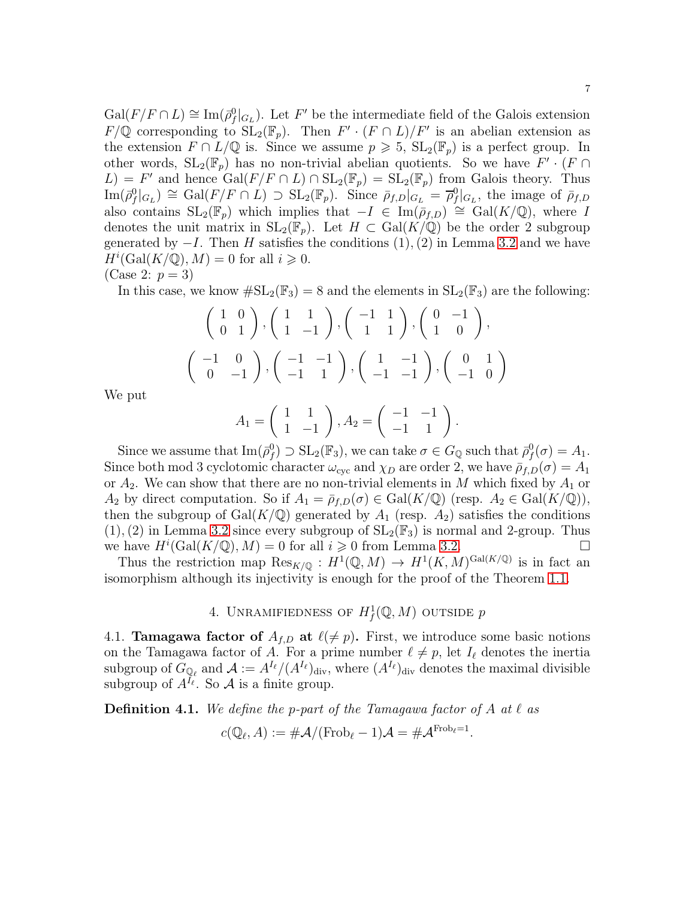$\mathrm{Gal}(F/F \cap L) \cong \mathrm{Im}(\bar{\rho}_f^0|_{G_L})$. Let $F'$ be the intermediate field of the Galois extension $F/\mathbb{Q}$ corresponding to $\mathrm{SL}_2(\mathbb{F}_p)$. Then $F' \cdot (F \cap L)/F'$ is an abelian extension as the extension $F \cap L/\mathbb{Q}$ is. Since we assume $p \geqslant 5$, $\mathrm{SL}_2(\mathbb{F}_p)$ is a perfect group. In other words, $\mathrm{SL}_2(\mathbb{F}_p)$ has no non-trivial abelian quotients. So we have $F' \cdot (F \cap L) = F'$ and hence $\mathrm{Gal}(F/F \cap L) \cap \mathrm{SL}_2(\mathbb{F}_p) = \mathrm{SL}_2(\mathbb{F}_p)$ from Galois theory. Thus $\mathrm{Im}(\bar{\rho}_f^0|_{G_L}) \cong \mathrm{Gal}(F/F \cap L) \supset \mathrm{SL}_2(\mathbb{F}_p)$. Since $\bar{\rho}_{f,D}|_{G_L} = \overline{\rho}_f^0|_{G_L}$, the image of $\bar{\rho}_{f,D}$ also contains $\mathrm{SL}_2(\mathbb{F}_p)$ which implies that $-I \in \mathrm{Im}(\bar{\rho}_{f,D}) \cong \mathrm{Gal}(K/\mathbb{Q})$, where $I$ denotes the unit matrix in $\mathrm{SL}_2(\mathbb{F}_p)$. Let $H \subset \mathrm{Gal}(K/\mathbb{Q})$ be the order 2 subgroup generated by $-I$. Then $H$ satisfies the conditions (1), (2) in Lemma 3.2 and we have $H^i(\mathrm{Gal}(K/\mathbb{Q}), M) = 0$ for all $i \geqslant 0$.

(Case 2: $p = 3$)

In this case, we know $\#\mathrm{SL}_2(\mathbb{F}_3) = 8$ and the elements in $\mathrm{SL}_2(\mathbb{F}_3)$ are the following:

$$\begin{pmatrix} 1 & 0 \\ 0 & 1 \end{pmatrix}, \begin{pmatrix} 1 & 1 \\ 1 & -1 \end{pmatrix}, \begin{pmatrix} -1 & 1 \\ 1 & 1 \end{pmatrix}, \begin{pmatrix} 0 & -1 \\ 1 & 0 \end{pmatrix},$$

$$\begin{pmatrix} -1 & 0 \\ 0 & -1 \end{pmatrix}, \begin{pmatrix} -1 & -1 \\ -1 & 1 \end{pmatrix}, \begin{pmatrix} 1 & -1 \\ -1 & -1 \end{pmatrix}, \begin{pmatrix} 0 & 1 \\ -1 & 0 \end{pmatrix}$$

We put

$$A_1 = \begin{pmatrix} 1 & 1 \\ 1 & -1 \end{pmatrix}, A_2 = \begin{pmatrix} -1 & -1 \\ -1 & 1 \end{pmatrix}.$$

Since we assume that $\mathrm{Im}(\bar{\rho}_f^0) \supset \mathrm{SL}_2(\mathbb{F}_3)$, we can take $\sigma \in G_{\mathbb{Q}}$ such that $\bar{\rho}_f^0(\sigma) = A_1$. Since both mod 3 cyclotomic character $\omega_{\mathrm{cyc}}$ and $\chi_D$ are order 2, we have $\bar{\rho}_{f,D}(\sigma) = A_1$ or $A_2$. We can show that there are no non-trivial elements in $M$ which fixed by $A_1$ or $A_2$ by direct computation. So if $A_1 = \bar{\rho}_{f,D}(\sigma) \in \mathrm{Gal}(K/\mathbb{Q})$ (resp. $A_2 \in \mathrm{Gal}(K/\mathbb{Q})$), then the subgroup of $\mathrm{Gal}(K/\mathbb{Q})$ generated by $A_1$ (resp. $A_2$) satisfies the conditions (1), (2) in Lemma 3.2 since every subgroup of $\mathrm{SL}_2(\mathbb{F}_3)$ is normal and 2-group. Thus we have $H^i(\mathrm{Gal}(K/\mathbb{Q}), M) = 0$ for all $i \geqslant 0$ from Lemma 3.2. □

Thus the restriction map $\mathrm{Res}_{K/\mathbb{Q}} : H^1(\mathbb{Q}, M) \to H^1(K, M)^{\mathrm{Gal}(K/\mathbb{Q})}$ is in fact an isomorphism although its injectivity is enough for the proof of the Theorem 1.1.

## 4. Unramifiedness of $H^1_f(\mathbb{Q}, M)$ outside $p$

4.1. **Tamagawa factor of $A_{f,D}$ at $\ell (\neq p)$.** First, we introduce some basic notions on the Tamagawa factor of $A$. For a prime number $\ell \neq p$, let $I_\ell$ denotes the inertia subgroup of $G_{\mathbb{Q}_\ell}$ and $\mathcal{A} := A^{I_\ell}/(A^{I_\ell})_{\mathrm{div}}$, where $(A^{I_\ell})_{\mathrm{div}}$ denotes the maximal divisible subgroup of $A^{I_\ell}$. So $\mathcal{A}$ is a finite group.

**Definition 4.1.** *We define the $p$-part of the Tamagawa factor of $A$ at $\ell$ as*

$$c(\mathbb{Q}_\ell, A) := \#\mathcal{A}/(\mathrm{Frob}_\ell - 1)\mathcal{A} = \#\mathcal{A}^{\mathrm{Frob}_\ell = 1}.$$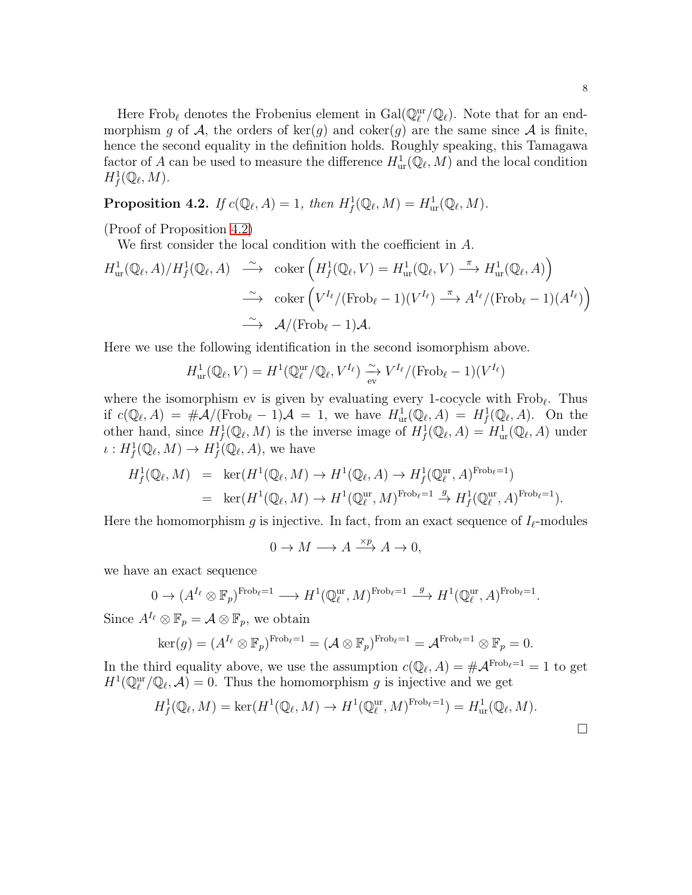Here $\mathrm{Frob}_\ell$ denotes the Frobenius element in $\mathrm{Gal}(\mathbb{Q}_\ell^{\mathrm{ur}}/\mathbb{Q}_\ell)$. Note that for an endmorphism $g$ of $\mathcal{A}$, the orders of $\ker(g)$ and $\mathrm{coker}(g)$ are the same since $\mathcal{A}$ is finite, hence the second equality in the definition holds. Roughly speaking, this Tamagawa factor of $A$ can be used to measure the difference $H^1_{\mathrm{ur}}(\mathbb{Q}_\ell, M)$ and the local condition $H^1_f(\mathbb{Q}_\ell, M)$.

**Proposition 4.2.** *If $c(\mathbb{Q}_\ell, A) = 1$, then $H^1_f(\mathbb{Q}_\ell, M) = H^1_{\mathrm{ur}}(\mathbb{Q}_\ell, M)$.*

(Proof of Proposition 4.2)

We first consider the local condition with the coefficient in $A$.

$$
\begin{aligned}
H^1_{\mathrm{ur}}(\mathbb{Q}_\ell, A)/H^1_f(\mathbb{Q}_\ell, A) &\xrightarrow{\sim} \mathrm{coker}\left(H^1_f(\mathbb{Q}_\ell, V) = H^1_{\mathrm{ur}}(\mathbb{Q}_\ell, V) \xrightarrow{\pi} H^1_{\mathrm{ur}}(\mathbb{Q}_\ell, A)\right) \\
&\xrightarrow{\sim} \mathrm{coker}\left(V^{I_\ell}/(\mathrm{Frob}_\ell - 1)(V^{I_\ell}) \xrightarrow{\pi} A^{I_\ell}/(\mathrm{Frob}_\ell - 1)(A^{I_\ell})\right) \\
&\xrightarrow{\sim} \mathcal{A}/(\mathrm{Frob}_\ell - 1)\mathcal{A}.
\end{aligned}
$$

Here we use the following identification in the second isomorphism above.

$$
H^1_{\mathrm{ur}}(\mathbb{Q}_\ell, V) = H^1(\mathbb{Q}_\ell^{\mathrm{ur}}/\mathbb{Q}_\ell, V^{I_\ell}) \underset{\mathrm{ev}}{\xrightarrow{\sim}} V^{I_\ell}/(\mathrm{Frob}_\ell - 1)(V^{I_\ell})
$$

where the isomorphism ev is given by evaluating every 1-cocycle with $\mathrm{Frob}_\ell$. Thus if $c(\mathbb{Q}_\ell, A) = \#\mathcal{A}/(\mathrm{Frob}_\ell - 1)\mathcal{A} = 1$, we have $H^1_{\mathrm{ur}}(\mathbb{Q}_\ell, A) = H^1_f(\mathbb{Q}_\ell, A)$. On the other hand, since $H^1_f(\mathbb{Q}_\ell, M)$ is the inverse image of $H^1_f(\mathbb{Q}_\ell, A) = H^1_{\mathrm{ur}}(\mathbb{Q}_\ell, A)$ under $\iota : H^1_f(\mathbb{Q}_\ell, M) \to H^1_f(\mathbb{Q}_\ell, A)$, we have

$$
\begin{aligned}
H^1_f(\mathbb{Q}_\ell, M) &= \ker(H^1(\mathbb{Q}_\ell, M) \to H^1(\mathbb{Q}_\ell, A) \to H^1_f(\mathbb{Q}_\ell^{\mathrm{ur}}, A)^{\mathrm{Frob}_\ell = 1}) \\
&= \ker(H^1(\mathbb{Q}_\ell, M) \to H^1(\mathbb{Q}_\ell^{\mathrm{ur}}, M)^{\mathrm{Frob}_\ell = 1} \xrightarrow{g} H^1_f(\mathbb{Q}_\ell^{\mathrm{ur}}, A)^{\mathrm{Frob}_\ell = 1}).
\end{aligned}
$$

Here the homomorphism $g$ is injective. In fact, from an exact sequence of $I_\ell$-modules

$$
0 \to M \longrightarrow A \xrightarrow{\times p} A \to 0,
$$

we have an exact sequence

$$
0 \to (A^{I_\ell} \otimes \mathbb{F}_p)^{\mathrm{Frob}_\ell = 1} \longrightarrow H^1(\mathbb{Q}_\ell^{\mathrm{ur}}, M)^{\mathrm{Frob}_\ell = 1} \xrightarrow{g} H^1(\mathbb{Q}_\ell^{\mathrm{ur}}, A)^{\mathrm{Frob}_\ell = 1}.
$$

Since $A^{I_\ell} \otimes \mathbb{F}_p = \mathcal{A} \otimes \mathbb{F}_p$, we obtain

$$
\ker(g) = (A^{I_\ell} \otimes \mathbb{F}_p)^{\mathrm{Frob}_\ell = 1} = (\mathcal{A} \otimes \mathbb{F}_p)^{\mathrm{Frob}_\ell = 1} = \mathcal{A}^{\mathrm{Frob}_\ell = 1} \otimes \mathbb{F}_p = 0.
$$

In the third equality above, we use the assumption $c(\mathbb{Q}_\ell, A) = \#\mathcal{A}^{\mathrm{Frob}_\ell = 1} = 1$ to get $H^1(\mathbb{Q}_\ell^{\mathrm{ur}}/\mathbb{Q}_\ell, \mathcal{A}) = 0$. Thus the homomorphism $g$ is injective and we get

$$
H^1_f(\mathbb{Q}_\ell, M) = \ker(H^1(\mathbb{Q}_\ell, M) \to H^1(\mathbb{Q}_\ell^{\mathrm{ur}}, M)^{\mathrm{Frob}_\ell = 1}) = H^1_{\mathrm{ur}}(\mathbb{Q}_\ell, M).
$$

□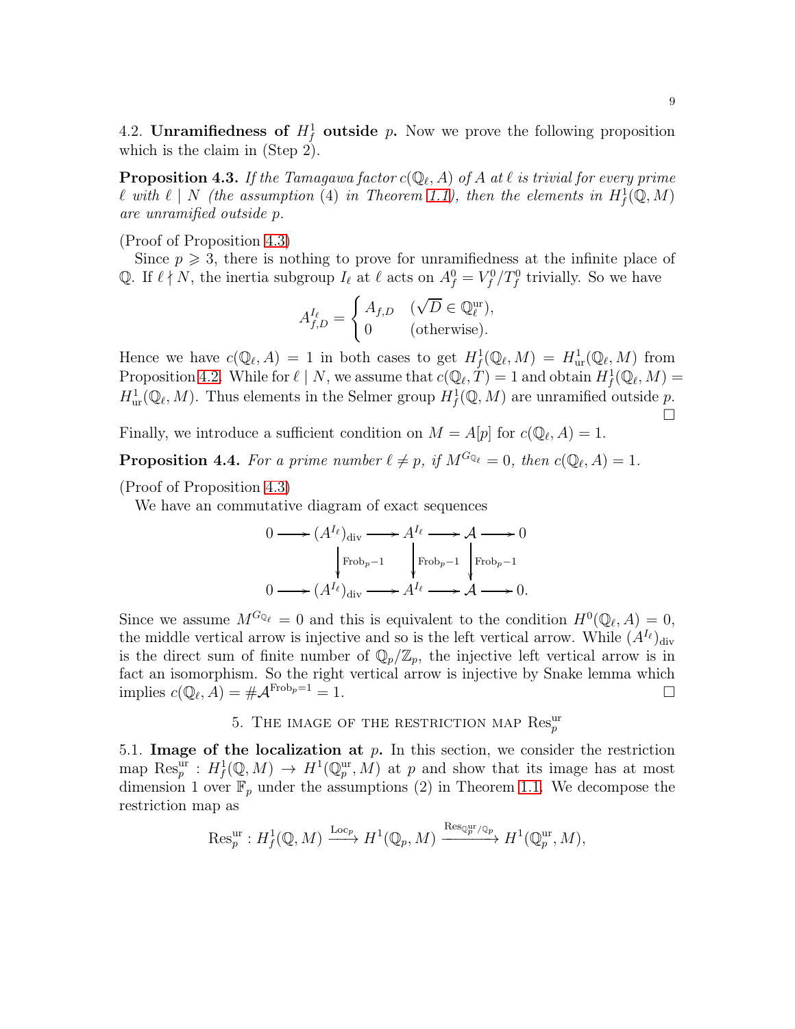4.2. **Unramifiedness of $H^1_f$ outside $p$.** Now we prove the following proposition which is the claim in (Step 2).

**Proposition 4.3.** *If the Tamagawa factor $c(\mathbb{Q}_\ell, A)$ of $A$ at $\ell$ is trivial for every prime $\ell$ with $\ell \mid N$ (the assumption (4) in Theorem 1.1), then the elements in $H^1_f(\mathbb{Q}, M)$ are unramified outside $p$.*

(Proof of Proposition 4.3)

Since $p \geqslant 3$, there is nothing to prove for unramifiedness at the infinite place of $\mathbb{Q}$. If $\ell \nmid N$, the inertia subgroup $I_\ell$ at $\ell$ acts on $A^0_f = V^0_f/T^0_f$ trivially. So we have

$$A^{I_\ell}_{f,D} = \begin{cases} A_{f,D} & (\sqrt{D} \in \mathbb{Q}^{\mathrm{ur}}_\ell), \\ 0 & (\text{otherwise}). \end{cases}$$

Hence we have $c(\mathbb{Q}_\ell, A) = 1$ in both cases to get $H^1_f(\mathbb{Q}_\ell, M) = H^1_{\mathrm{ur}}(\mathbb{Q}_\ell, M)$ from Proposition 4.2. While for $\ell \mid N$, we assume that $c(\mathbb{Q}_\ell, T) = 1$ and obtain $H^1_f(\mathbb{Q}_\ell, M) = H^1_{\mathrm{ur}}(\mathbb{Q}_\ell, M)$. Thus elements in the Selmer group $H^1_f(\mathbb{Q}, M)$ are unramified outside $p$. $\square$

Finally, we introduce a sufficient condition on $M = A[p]$ for $c(\mathbb{Q}_\ell, A) = 1$.

**Proposition 4.4.** *For a prime number $\ell \neq p$, if $M^{G_{\mathbb{Q}_\ell}} = 0$, then $c(\mathbb{Q}_\ell, A) = 1$.*

(Proof of Proposition 4.3)

We have an commutative diagram of exact sequences

$$\begin{array}{ccccccccc}
0 & \longrightarrow & (A^{I_\ell})_{\mathrm{div}} & \longrightarrow & A^{I_\ell} & \longrightarrow & \mathcal{A} & \longrightarrow & 0 \\
 & & \downarrow{\scriptstyle \mathrm{Frob}_p - 1} & & \downarrow{\scriptstyle \mathrm{Frob}_p - 1} & & \downarrow{\scriptstyle \mathrm{Frob}_p - 1} & & \\
0 & \longrightarrow & (A^{I_\ell})_{\mathrm{div}} & \longrightarrow & A^{I_\ell} & \longrightarrow & \mathcal{A} & \longrightarrow & 0.
\end{array}$$

Since we assume $M^{G_{\mathbb{Q}_\ell}} = 0$ and this is equivalent to the condition $H^0(\mathbb{Q}_\ell, A) = 0$, the middle vertical arrow is injective and so is the left vertical arrow. While $(A^{I_\ell})_{\mathrm{div}}$ is the direct sum of finite number of $\mathbb{Q}_p/\mathbb{Z}_p$, the injective left vertical arrow is in fact an isomorphism. So the right vertical arrow is injective by Snake lemma which implies $c(\mathbb{Q}_\ell, A) = \#\mathcal{A}^{\mathrm{Frob}_p = 1} = 1$. $\square$

## 5. The image of the restriction map $\mathrm{Res}^{\mathrm{ur}}_p$

5.1. **Image of the localization at $p$.** In this section, we consider the restriction map $\mathrm{Res}^{\mathrm{ur}}_p : H^1_f(\mathbb{Q}, M) \to H^1(\mathbb{Q}^{\mathrm{ur}}_p, M)$ at $p$ and show that its image has at most dimension 1 over $\mathbb{F}_p$ under the assumptions (2) in Theorem 1.1. We decompose the restriction map as

$$\mathrm{Res}^{\mathrm{ur}}_p : H^1_f(\mathbb{Q}, M) \xrightarrow{\mathrm{Loc}_p} H^1(\mathbb{Q}_p, M) \xrightarrow{\mathrm{Res}_{\mathbb{Q}^{\mathrm{ur}}_p/\mathbb{Q}_p}} H^1(\mathbb{Q}^{\mathrm{ur}}_p, M),$$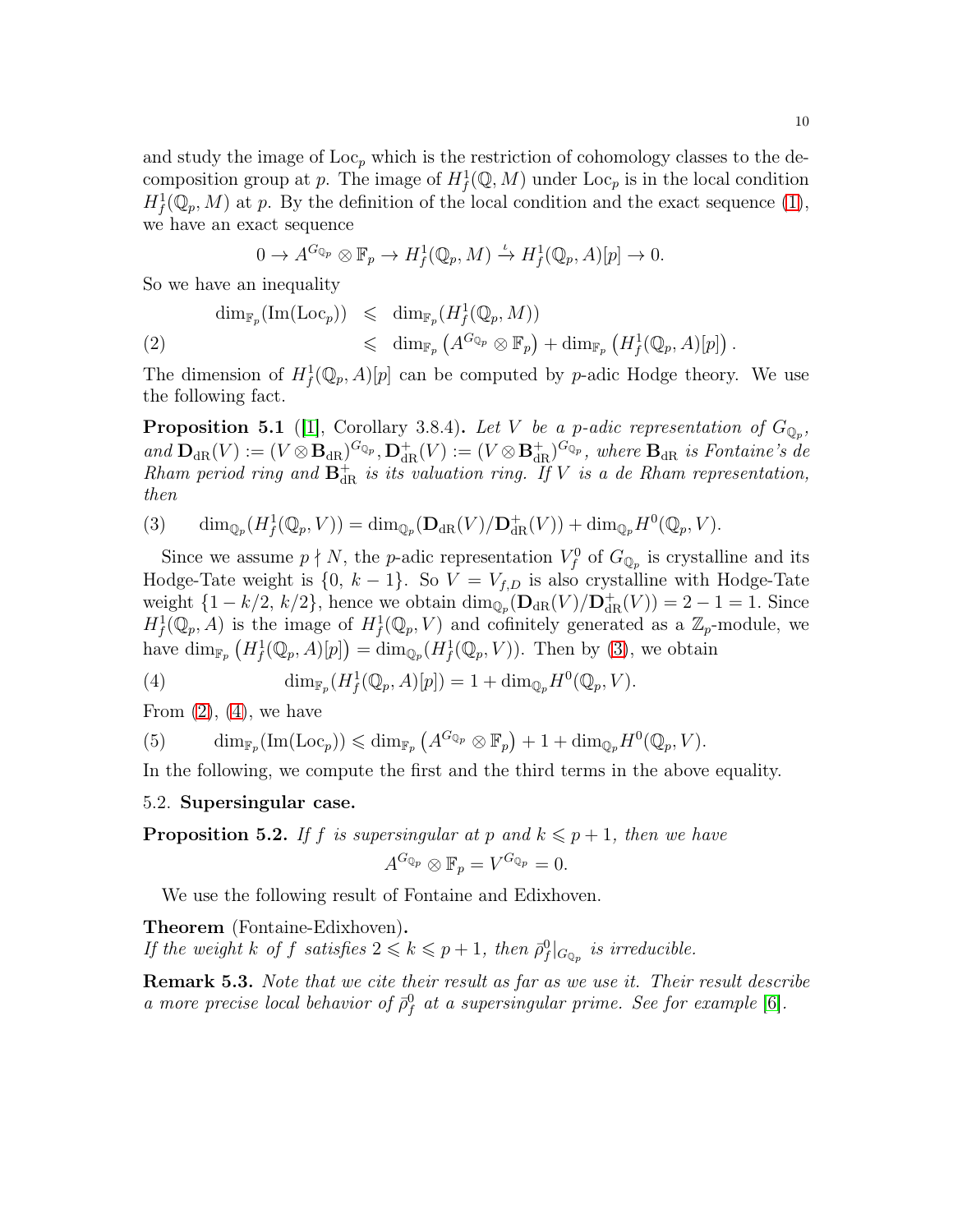and study the image of $\mathrm{Loc}_p$ which is the restriction of cohomology classes to the decomposition group at $p$. The image of $H^1_f(\mathbb{Q}, M)$ under $\mathrm{Loc}_p$ is in the local condition $H^1_f(\mathbb{Q}_p, M)$ at $p$. By the definition of the local condition and the exact sequence (1), we have an exact sequence

$$0 \to A^{G_{\mathbb{Q}_p}} \otimes \mathbb{F}_p \to H^1_f(\mathbb{Q}_p, M) \xrightarrow{\iota} H^1_f(\mathbb{Q}_p, A)[p] \to 0.$$

So we have an inequality

$$\begin{aligned} \dim_{\mathbb{F}_p}(\mathrm{Im}(\mathrm{Loc}_p)) &\leqslant \dim_{\mathbb{F}_p}(H^1_f(\mathbb{Q}_p, M)) \\ &\leqslant \dim_{\mathbb{F}_p}\left(A^{G_{\mathbb{Q}_p}} \otimes \mathbb{F}_p\right) + \dim_{\mathbb{F}_p}\left(H^1_f(\mathbb{Q}_p, A)[p]\right). \end{aligned} \tag{2}$$

The dimension of $H^1_f(\mathbb{Q}_p, A)[p]$ can be computed by $p$-adic Hodge theory. We use the following fact.

**Proposition 5.1** ([1], Corollary 3.8.4)**.** *Let $V$ be a $p$-adic representation of $G_{\mathbb{Q}_p}$, and $\mathbf{D}_{\mathrm{dR}}(V) := (V \otimes \mathbf{B}_{\mathrm{dR}})^{G_{\mathbb{Q}_p}}, \mathbf{D}^+_{\mathrm{dR}}(V) := (V \otimes \mathbf{B}^+_{\mathrm{dR}})^{G_{\mathbb{Q}_p}}$, where $\mathbf{B}_{\mathrm{dR}}$ is Fontaine's de Rham period ring and $\mathbf{B}^+_{\mathrm{dR}}$ is its valuation ring. If $V$ is a de Rham representation, then*

$$\dim_{\mathbb{Q}_p}(H^1_f(\mathbb{Q}_p, V)) = \dim_{\mathbb{Q}_p}(\mathbf{D}_{\mathrm{dR}}(V)/\mathbf{D}^+_{\mathrm{dR}}(V)) + \dim_{\mathbb{Q}_p} H^0(\mathbb{Q}_p, V). \tag{3}$$

Since we assume $p \nmid N$, the $p$-adic representation $V^0_f$ of $G_{\mathbb{Q}_p}$ is crystalline and its Hodge-Tate weight is $\{0,\ k-1\}$. So $V = V_{f,D}$ is also crystalline with Hodge-Tate weight $\{1 - k/2,\ k/2\}$, hence we obtain $\dim_{\mathbb{Q}_p}(\mathbf{D}_{\mathrm{dR}}(V)/\mathbf{D}^+_{\mathrm{dR}}(V)) = 2 - 1 = 1$. Since $H^1_f(\mathbb{Q}_p, A)$ is the image of $H^1_f(\mathbb{Q}_p, V)$ and cofinitely generated as a $\mathbb{Z}_p$-module, we have $\dim_{\mathbb{F}_p}\left(H^1_f(\mathbb{Q}_p, A)[p]\right) = \dim_{\mathbb{Q}_p}(H^1_f(\mathbb{Q}_p, V))$. Then by (3), we obtain

$$\dim_{\mathbb{F}_p}(H^1_f(\mathbb{Q}_p, A)[p]) = 1 + \dim_{\mathbb{Q}_p} H^0(\mathbb{Q}_p, V). \tag{4}$$

From (2), (4), we have

$$\dim_{\mathbb{F}_p}(\mathrm{Im}(\mathrm{Loc}_p)) \leqslant \dim_{\mathbb{F}_p}\left(A^{G_{\mathbb{Q}_p}} \otimes \mathbb{F}_p\right) + 1 + \dim_{\mathbb{Q}_p} H^0(\mathbb{Q}_p, V). \tag{5}$$

In the following, we compute the first and the third terms in the above equality.

### 5.2. Supersingular case.

**Proposition 5.2.** *If $f$ is supersingular at $p$ and $k \leqslant p+1$, then we have*

$$A^{G_{\mathbb{Q}_p}} \otimes \mathbb{F}_p = V^{G_{\mathbb{Q}_p}} = 0.$$

We use the following result of Fontaine and Edixhoven.

**Theorem** (Fontaine-Edixhoven)**.**
*If the weight $k$ of $f$ satisfies $2 \leqslant k \leqslant p+1$, then $\bar{\rho}^0_f|_{G_{\mathbb{Q}_p}}$ is irreducible.*

**Remark 5.3.** *Note that we cite their result as far as we use it. Their result describe a more precise local behavior of $\bar{\rho}^0_f$ at a supersingular prime. See for example [6].*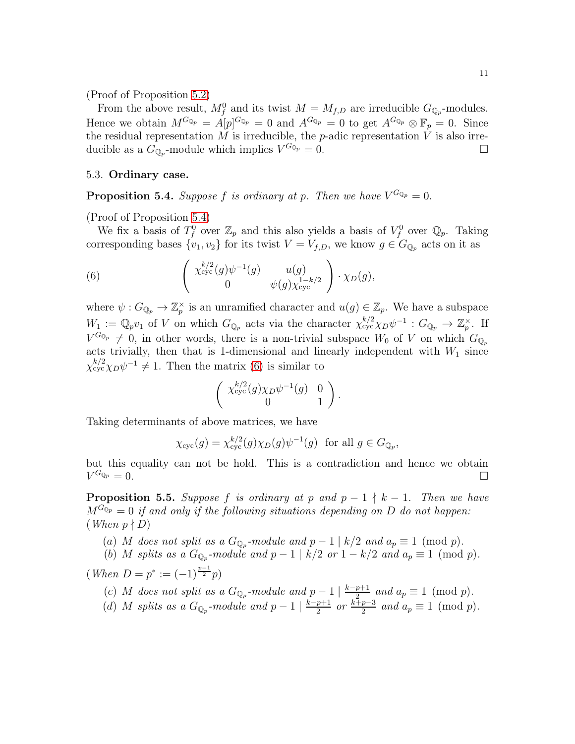(Proof of Proposition 5.2)

From the above result, $M_f^0$ and its twist $M = M_{f,D}$ are irreducible $G_{\mathbb{Q}_p}$-modules. Hence we obtain $M^{G_{\mathbb{Q}_p}} = A[p]^{G_{\mathbb{Q}_p}} = 0$ and $A^{G_{\mathbb{Q}_p}} = 0$ to get $A^{G_{\mathbb{Q}_p}} \otimes \mathbb{F}_p = 0$. Since the residual representation $M$ is irreducible, the $p$-adic representation $V$ is also irreducible as a $G_{\mathbb{Q}_p}$-module which implies $V^{G_{\mathbb{Q}_p}} = 0$. □

### 5.3. **Ordinary case.**

**Proposition 5.4.** *Suppose $f$ is ordinary at $p$. Then we have $V^{G_{\mathbb{Q}_p}} = 0$.*

(Proof of Proposition 5.4)

We fix a basis of $T_f^0$ over $\mathbb{Z}_p$ and this also yields a basis of $V_f^0$ over $\mathbb{Q}_p$. Taking corresponding bases $\{v_1, v_2\}$ for its twist $V = V_{f,D}$, we know $g \in G_{\mathbb{Q}_p}$ acts on it as

$$\left( \begin{array}{cc} \chi_{\mathrm{cyc}}^{k/2}(g)\psi^{-1}(g) & u(g) \\ 0 & \psi(g)\chi_{\mathrm{cyc}}^{1-k/2} \end{array} \right) \cdot \chi_D(g), \tag{6}$$

where $\psi : G_{\mathbb{Q}_p} \to \mathbb{Z}_p^\times$ is an unramified character and $u(g) \in \mathbb{Z}_p$. We have a subspace $W_1 := \mathbb{Q}_p v_1$ of $V$ on which $G_{\mathbb{Q}_p}$ acts via the character $\chi_{\mathrm{cyc}}^{k/2}\chi_D\psi^{-1} : G_{\mathbb{Q}_p} \to \mathbb{Z}_p^\times$. If $V^{G_{\mathbb{Q}_p}} \neq 0$, in other words, there is a non-trivial subspace $W_0$ of $V$ on which $G_{\mathbb{Q}_p}$ acts trivially, then that is 1-dimensional and linearly independent with $W_1$ since $\chi_{\mathrm{cyc}}^{k/2}\chi_D\psi^{-1} \neq 1$. Then the matrix (6) is similar to

$$\left( \begin{array}{cc} \chi_{\mathrm{cyc}}^{k/2}(g)\chi_D\psi^{-1}(g) & 0 \\ 0 & 1 \end{array} \right).$$

Taking determinants of above matrices, we have

$$\chi_{\mathrm{cyc}}(g) = \chi_{\mathrm{cyc}}^{k/2}(g)\chi_D(g)\psi^{-1}(g) \ \text{ for all } g \in G_{\mathbb{Q}_p},$$

but this equality can not be hold. This is a contradiction and hence we obtain $V^{G_{\mathbb{Q}_p}} = 0$. □

**Proposition 5.5.** *Suppose $f$ is ordinary at $p$ and $p - 1 \nmid k - 1$. Then we have $M^{G_{\mathbb{Q}_p}} = 0$ if and only if the following situations depending on $D$ do not happen:*
*(When $p \nmid D$)*

(a) *$M$ does not split as a $G_{\mathbb{Q}_p}$-module and $p - 1 \mid k/2$ and $a_p \equiv 1 \pmod{p}$.*
(b) *$M$ splits as a $G_{\mathbb{Q}_p}$-module and $p - 1 \mid k/2$ or $1 - k/2$ and $a_p \equiv 1 \pmod{p}$.*

*(When $D = p^* := (-1)^{\frac{p-1}{2}}p$)*

(c) *$M$ does not split as a $G_{\mathbb{Q}_p}$-module and $p - 1 \mid \frac{k-p+1}{2}$ and $a_p \equiv 1 \pmod{p}$.*
(d) *$M$ splits as a $G_{\mathbb{Q}_p}$-module and $p - 1 \mid \frac{k-p+1}{2}$ or $\frac{k+p-3}{2}$ and $a_p \equiv 1 \pmod{p}$.*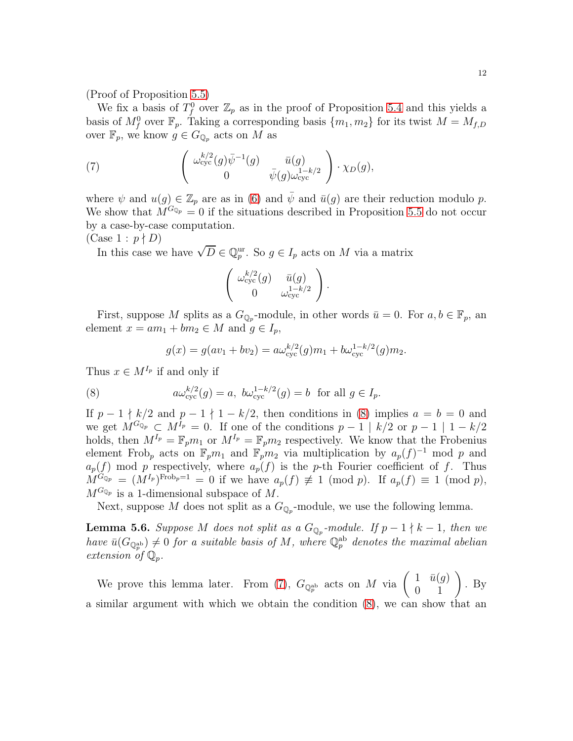(Proof of Proposition 5.5)

We fix a basis of $T_f^0$ over $\mathbb{Z}_p$ as in the proof of Proposition 5.4 and this yields a basis of $M_f^0$ over $\mathbb{F}_p$. Taking a corresponding basis $\{m_1, m_2\}$ for its twist $M = M_{f,D}$ over $\mathbb{F}_p$, we know $g \in G_{\mathbb{Q}_p}$ acts on $M$ as

$$
\left( \begin{array}{cc} \omega_{\mathrm{cyc}}^{k/2}(g)\bar{\psi}^{-1}(g) & \bar{u}(g) \\ 0 & \bar{\psi}(g)\omega_{\mathrm{cyc}}^{1-k/2} \end{array} \right) \cdot \chi_D(g), \tag{7}
$$

where $\psi$ and $u(g) \in \mathbb{Z}_p$ are as in (6) and $\bar{\psi}$ and $\bar{u}(g)$ are their reduction modulo $p$. We show that $M^{G_{\mathbb{Q}_p}} = 0$ if the situations described in Proposition 5.5 do not occur by a case-by-case computation.

(Case 1 : $p \nmid D$)

In this case we have $\sqrt{D} \in \mathbb{Q}_p^{\mathrm{ur}}$. So $g \in I_p$ acts on $M$ via a matrix

$$
\left( \begin{array}{cc} \omega_{\mathrm{cyc}}^{k/2}(g) & \bar{u}(g) \\ 0 & \omega_{\mathrm{cyc}}^{1-k/2} \end{array} \right).
$$

First, suppose $M$ splits as a $G_{\mathbb{Q}_p}$-module, in other words $\bar{u} = 0$. For $a, b \in \mathbb{F}_p$, an element $x = am_1 + bm_2 \in M$ and $g \in I_p$,

$$
g(x) = g(av_1 + bv_2) = a\omega_{\mathrm{cyc}}^{k/2}(g)m_1 + b\omega_{\mathrm{cyc}}^{1-k/2}(g)m_2.
$$

Thus $x \in M^{I_p}$ if and only if

$$
a\omega_{\mathrm{cyc}}^{k/2}(g) = a, \ b\omega_{\mathrm{cyc}}^{1-k/2}(g) = b \ \text{ for all } g \in I_p. \tag{8}
$$

If $p - 1 \nmid k/2$ and $p - 1 \nmid 1 - k/2$, then conditions in (8) implies $a = b = 0$ and we get $M^{G_{\mathbb{Q}_p}} \subset M^{I_p} = 0$. If one of the conditions $p - 1 \mid k/2$ or $p - 1 \mid 1 - k/2$ holds, then $M^{I_p} = \mathbb{F}_p m_1$ or $M^{I_p} = \mathbb{F}_p m_2$ respectively. We know that the Frobenius element $\mathrm{Frob}_p$ acts on $\mathbb{F}_p m_1$ and $\mathbb{F}_p m_2$ via multiplication by $a_p(f)^{-1}$ mod $p$ and $a_p(f)$ mod $p$ respectively, where $a_p(f)$ is the $p$-th Fourier coefficient of $f$. Thus $M^{G_{\mathbb{Q}_p}} = (M^{I_p})^{\mathrm{Frob}_p = 1} = 0$ if we have $a_p(f) \not\equiv 1 \pmod{p}$. If $a_p(f) \equiv 1 \pmod{p}$, $M^{G_{\mathbb{Q}_p}}$ is a 1-dimensional subspace of $M$.

Next, suppose $M$ does not split as a $G_{\mathbb{Q}_p}$-module, we use the following lemma.

**Lemma 5.6.** *Suppose $M$ does not split as a $G_{\mathbb{Q}_p}$-module. If $p - 1 \nmid k - 1$, then we have $\bar{u}(G_{\mathbb{Q}_p^{\mathrm{ab}}}) \neq 0$ for a suitable basis of $M$, where $\mathbb{Q}_p^{\mathrm{ab}}$ denotes the maximal abelian extension of $\mathbb{Q}_p$.*

We prove this lemma later. From (7), $G_{\mathbb{Q}_p^{\mathrm{ab}}}$ acts on $M$ via $\left( \begin{array}{cc} 1 & \bar{u}(g) \\ 0 & 1 \end{array} \right)$. By a similar argument with which we obtain the condition (8), we can show that an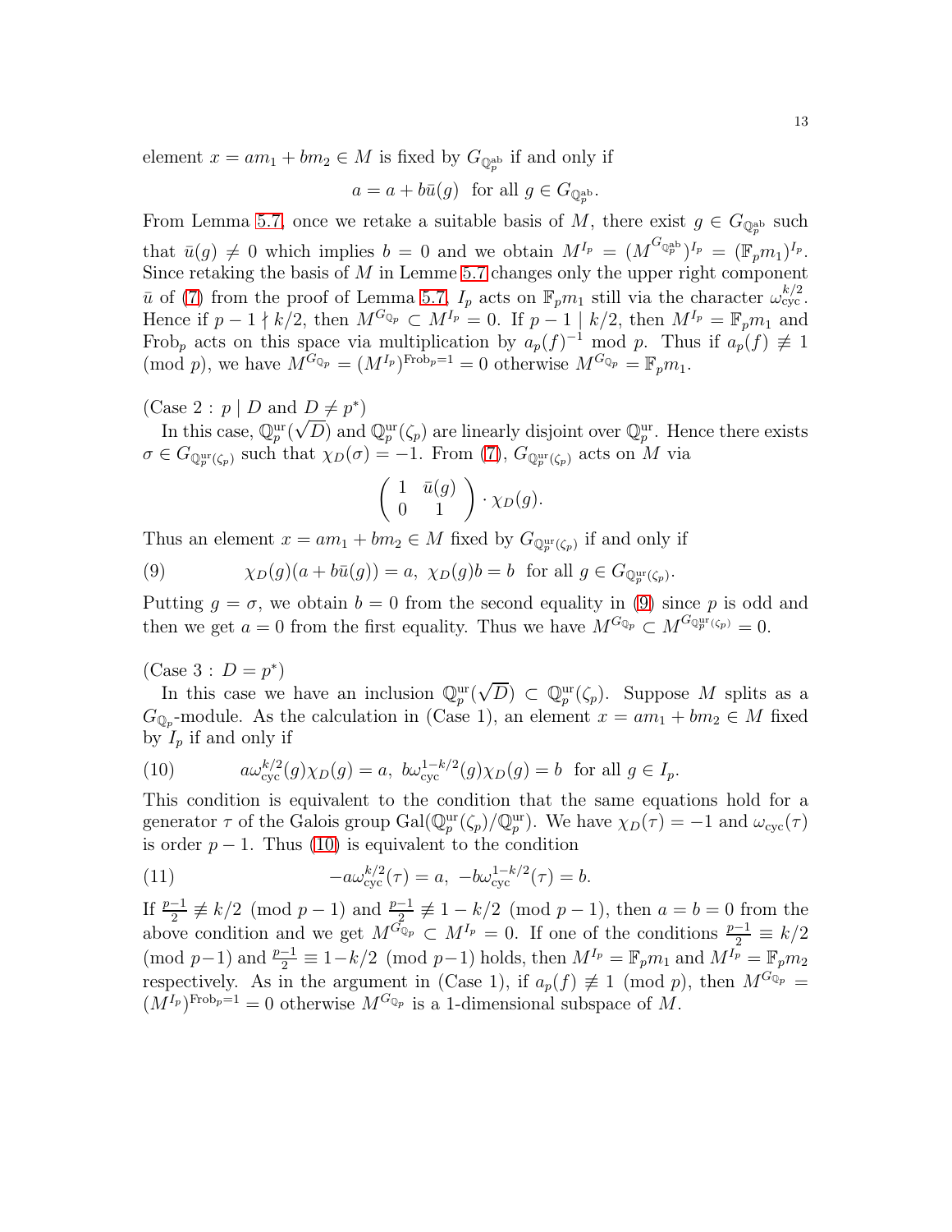element $x = am_1 + bm_2 \in M$ is fixed by $G_{\mathbb{Q}_p^{\mathrm{ab}}}$ if and only if

$$a = a + b\bar{u}(g) \ \text{ for all } g \in G_{\mathbb{Q}_p^{\mathrm{ab}}}.$$

From Lemma 5.7, once we retake a suitable basis of $M$, there exist $g \in G_{\mathbb{Q}_p^{\mathrm{ab}}}$ such that $\bar{u}(g) \neq 0$ which implies $b = 0$ and we obtain $M^{I_p} = (M^{G_{\mathbb{Q}_p^{\mathrm{ab}}}})^{I_p} = (\mathbb{F}_p m_1)^{I_p}$. Since retaking the basis of $M$ in Lemme 5.7 changes only the upper right component $\bar{u}$ of (7) from the proof of Lemma 5.7, $I_p$ acts on $\mathbb{F}_p m_1$ still via the character $\omega_{\mathrm{cyc}}^{k/2}$. Hence if $p-1 \nmid k/2$, then $M^{G_{\mathbb{Q}_p}} \subset M^{I_p} = 0$. If $p - 1 \mid k/2$, then $M^{I_p} = \mathbb{F}_p m_1$ and $\mathrm{Frob}_p$ acts on this space via multiplication by $a_p(f)^{-1} \bmod p$. Thus if $a_p(f) \not\equiv 1 \pmod{p}$, we have $M^{G_{\mathbb{Q}_p}} = (M^{I_p})^{\mathrm{Frob}_p=1} = 0$ otherwise $M^{G_{\mathbb{Q}_p}} = \mathbb{F}_p m_1$.

(Case 2 : $p \mid D$ and $D \neq p^*$)

In this case, $\mathbb{Q}_p^{\mathrm{ur}}(\sqrt{D})$ and $\mathbb{Q}_p^{\mathrm{ur}}(\zeta_p)$ are linearly disjoint over $\mathbb{Q}_p^{\mathrm{ur}}$. Hence there exists $\sigma \in G_{\mathbb{Q}_p^{\mathrm{ur}}(\zeta_p)}$ such that $\chi_D(\sigma) = -1$. From (7), $G_{\mathbb{Q}_p^{\mathrm{ur}}(\zeta_p)}$ acts on $M$ via

$$\begin{pmatrix} 1 & \bar{u}(g) \\ 0 & 1 \end{pmatrix} \cdot \chi_D(g).$$

Thus an element $x = am_1 + bm_2 \in M$ fixed by $G_{\mathbb{Q}_p^{\mathrm{ur}}(\zeta_p)}$ if and only if

$$\chi_D(g)(a + b\bar{u}(g)) = a, \ \chi_D(g)b = b \ \text{ for all } g \in G_{\mathbb{Q}_p^{\mathrm{ur}}(\zeta_p)}. \tag{9}$$

Putting $g = \sigma$, we obtain $b = 0$ from the second equality in (9) since $p$ is odd and then we get $a = 0$ from the first equality. Thus we have $M^{G_{\mathbb{Q}_p}} \subset M^{G_{\mathbb{Q}_p^{\mathrm{ur}}(\zeta_p)}} = 0$.

(Case 3 : $D = p^*$)

In this case we have an inclusion $\mathbb{Q}_p^{\mathrm{ur}}(\sqrt{D}) \subset \mathbb{Q}_p^{\mathrm{ur}}(\zeta_p)$. Suppose $M$ splits as a $G_{\mathbb{Q}_p}$-module. As the calculation in (Case 1), an element $x = am_1 + bm_2 \in M$ fixed by $I_p$ if and only if

$$a\omega_{\mathrm{cyc}}^{k/2}(g)\chi_D(g) = a, \ b\omega_{\mathrm{cyc}}^{1-k/2}(g)\chi_D(g) = b \ \text{ for all } g \in I_p. \tag{10}$$

This condition is equivalent to the condition that the same equations hold for a generator $\tau$ of the Galois group $\mathrm{Gal}(\mathbb{Q}_p^{\mathrm{ur}}(\zeta_p)/\mathbb{Q}_p^{\mathrm{ur}})$. We have $\chi_D(\tau) = -1$ and $\omega_{\mathrm{cyc}}(\tau)$ is order $p-1$. Thus (10) is equivalent to the condition

$$-a\omega_{\mathrm{cyc}}^{k/2}(\tau) = a, \ -b\omega_{\mathrm{cyc}}^{1-k/2}(\tau) = b. \tag{11}$$

If $\frac{p-1}{2} \not\equiv k/2 \pmod{p-1}$ and $\frac{p-1}{2} \not\equiv 1 - k/2 \pmod{p-1}$, then $a = b = 0$ from the above condition and we get $M^{G_{\mathbb{Q}_p}} \subset M^{I_p} = 0$. If one of the conditions $\frac{p-1}{2} \equiv k/2 \pmod{p-1}$ and $\frac{p-1}{2} \equiv 1 - k/2 \pmod{p-1}$ holds, then $M^{I_p} = \mathbb{F}_p m_1$ and $M^{I_p} = \mathbb{F}_p m_2$ respectively. As in the argument in (Case 1), if $a_p(f) \not\equiv 1 \pmod{p}$, then $M^{G_{\mathbb{Q}_p}} = (M^{I_p})^{\mathrm{Frob}_p=1} = 0$ otherwise $M^{G_{\mathbb{Q}_p}}$ is a 1-dimensional subspace of $M$.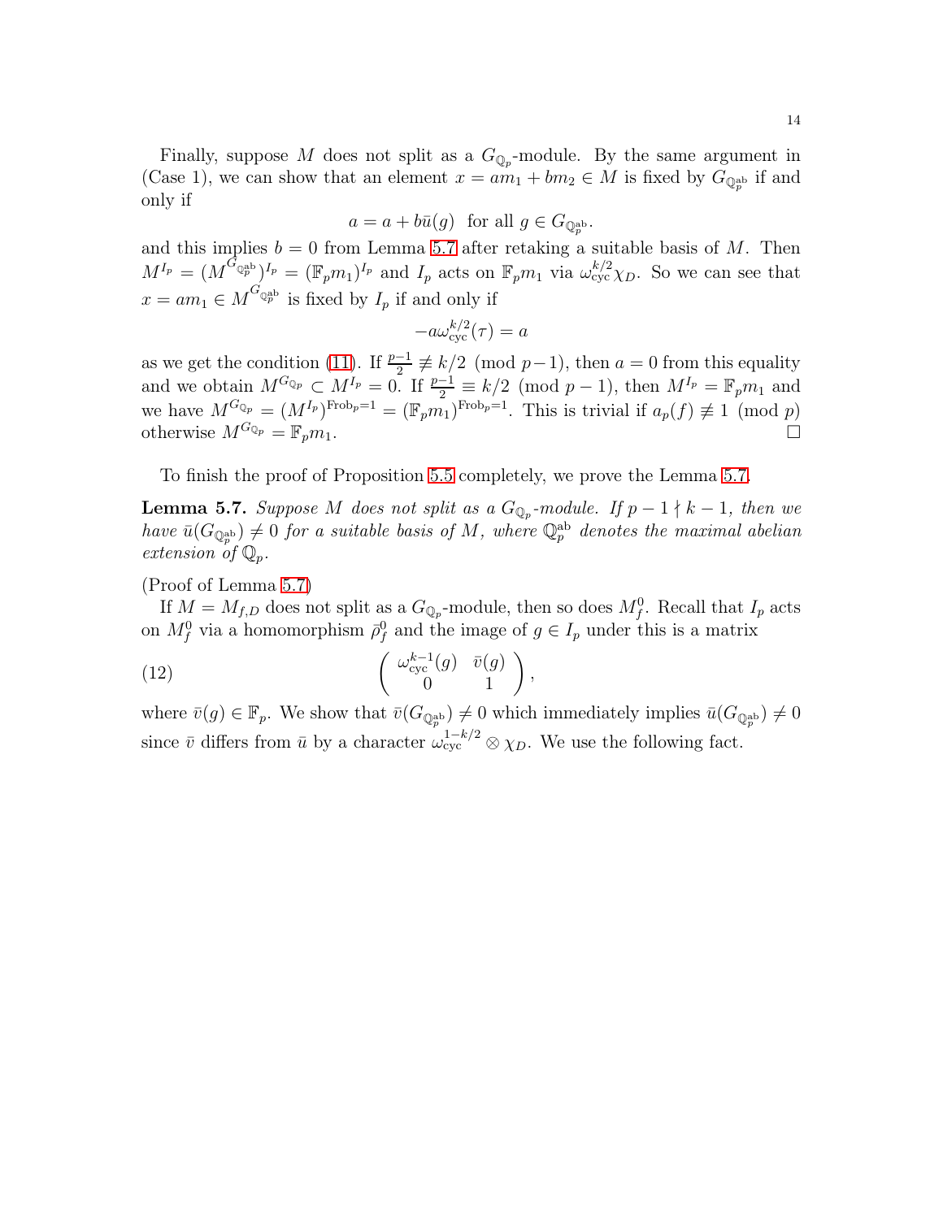Finally, suppose $M$ does not split as a $G_{\mathbb{Q}_p}$-module. By the same argument in (Case 1), we can show that an element $x = am_1 + bm_2 \in M$ is fixed by $G_{\mathbb{Q}_p^{\mathrm{ab}}}$ if and only if

$$a = a + b\bar{u}(g) \quad \text{for all } g \in G_{\mathbb{Q}_p^{\mathrm{ab}}}.$$

and this implies $b = 0$ from Lemma 5.7 after retaking a suitable basis of $M$. Then $M^{I_p} = (M^{G_{\mathbb{Q}_p^{\mathrm{ab}}}})^{I_p} = (\mathbb{F}_p m_1)^{I_p}$ and $I_p$ acts on $\mathbb{F}_p m_1$ via $\omega_{\mathrm{cyc}}^{k/2}\chi_D$. So we can see that $x = am_1 \in M^{G_{\mathbb{Q}_p^{\mathrm{ab}}}}$ is fixed by $I_p$ if and only if

$$-a\omega_{\mathrm{cyc}}^{k/2}(\tau) = a$$

as we get the condition (11). If $\frac{p-1}{2} \not\equiv k/2 \pmod{p-1}$, then $a = 0$ from this equality and we obtain $M^{G_{\mathbb{Q}_p}} \subset M^{I_p} = 0$. If $\frac{p-1}{2} \equiv k/2 \pmod{p-1}$, then $M^{I_p} = \mathbb{F}_p m_1$ and we have $M^{G_{\mathbb{Q}_p}} = (M^{I_p})^{\mathrm{Frob}_p = 1} = (\mathbb{F}_p m_1)^{\mathrm{Frob}_p = 1}$. This is trivial if $a_p(f) \not\equiv 1 \pmod{p}$ otherwise $M^{G_{\mathbb{Q}_p}} = \mathbb{F}_p m_1$. $\square$

To finish the proof of Proposition 5.5 completely, we prove the Lemma 5.7.

**Lemma 5.7.** *Suppose $M$ does not split as a $G_{\mathbb{Q}_p}$-module. If $p - 1 \nmid k - 1$, then we have $\bar{u}(G_{\mathbb{Q}_p^{\mathrm{ab}}}) \neq 0$ for a suitable basis of $M$, where $\mathbb{Q}_p^{\mathrm{ab}}$ denotes the maximal abelian extension of $\mathbb{Q}_p$.*

(Proof of Lemma 5.7)

If $M = M_{f,D}$ does not split as a $G_{\mathbb{Q}_p}$-module, then so does $M_f^0$. Recall that $I_p$ acts on $M_f^0$ via a homomorphism $\bar{\rho}_f^0$ and the image of $g \in I_p$ under this is a matrix

$$\begin{pmatrix} \omega_{\mathrm{cyc}}^{k-1}(g) & \bar{v}(g) \\ 0 & 1 \end{pmatrix}, \tag{12}$$

where $\bar{v}(g) \in \mathbb{F}_p$. We show that $\bar{v}(G_{\mathbb{Q}_p^{\mathrm{ab}}}) \neq 0$ which immediately implies $\bar{u}(G_{\mathbb{Q}_p^{\mathrm{ab}}}) \neq 0$ since $\bar{v}$ differs from $\bar{u}$ by a character $\omega_{\mathrm{cyc}}^{1-k/2} \otimes \chi_D$. We use the following fact.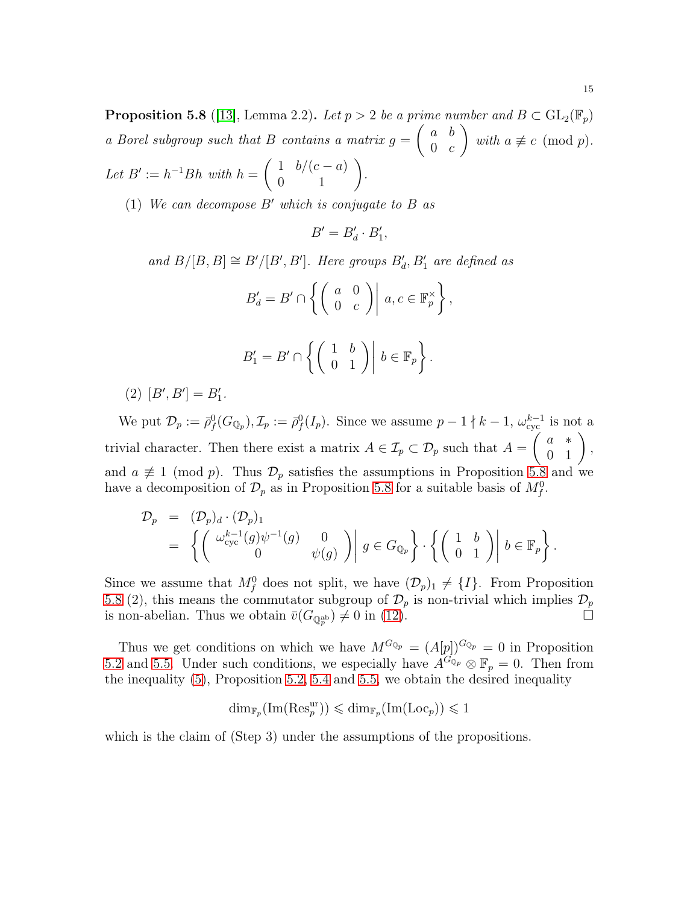**Proposition 5.8** ([13], Lemma 2.2)**.** *Let $p > 2$ be a prime number and $B \subset \mathrm{GL}_2(\mathbb{F}_p)$ a Borel subgroup such that $B$ contains a matrix $g = \begin{pmatrix} a & b \\ 0 & c \end{pmatrix}$ with $a \not\equiv c \pmod{p}$. Let $B' := h^{-1}Bh$ with $h = \begin{pmatrix} 1 & b/(c-a) \\ 0 & 1 \end{pmatrix}$.*

(1) *We can decompose $B'$ which is conjugate to $B$ as*

$$B' = B'_d \cdot B'_1,$$

*and $B/[B,B] \cong B'/[B',B']$. Here groups $B'_d, B'_1$ are defined as*

$$B'_d = B' \cap \left\{ \begin{pmatrix} a & 0 \\ 0 & c \end{pmatrix} \middle| \ a, c \in \mathbb{F}_p^\times \right\},$$

$$B'_1 = B' \cap \left\{ \begin{pmatrix} 1 & b \\ 0 & 1 \end{pmatrix} \middle| \ b \in \mathbb{F}_p \right\}.$$

(2) *$[B', B'] = B'_1$.*

We put $\mathcal{D}_p := \bar{\rho}^0_f(G_{\mathbb{Q}_p}), \mathcal{I}_p := \bar{\rho}^0_f(I_p)$. Since we assume $p - 1 \nmid k - 1$, $\omega_{\mathrm{cyc}}^{k-1}$ is not a trivial character. Then there exist a matrix $A \in \mathcal{I}_p \subset \mathcal{D}_p$ such that $A = \begin{pmatrix} a & * \\ 0 & 1 \end{pmatrix}$, and $a \not\equiv 1 \pmod{p}$. Thus $\mathcal{D}_p$ satisfies the assumptions in Proposition 5.8 and we have a decomposition of $\mathcal{D}_p$ as in Proposition 5.8 for a suitable basis of $M_f^0$.

$$\begin{aligned}
\mathcal{D}_p &= (\mathcal{D}_p)_d \cdot (\mathcal{D}_p)_1 \\
&= \left\{ \begin{pmatrix} \omega_{\mathrm{cyc}}^{k-1}(g)\psi^{-1}(g) & 0 \\ 0 & \psi(g) \end{pmatrix} \middle| \ g \in G_{\mathbb{Q}_p} \right\} \cdot \left\{ \begin{pmatrix} 1 & b \\ 0 & 1 \end{pmatrix} \middle| \ b \in \mathbb{F}_p \right\}.
\end{aligned}$$

Since we assume that $M_f^0$ does not split, we have $(\mathcal{D}_p)_1 \neq \{I\}$. From Proposition 5.8 (2), this means the commutator subgroup of $\mathcal{D}_p$ is non-trivial which implies $\mathcal{D}_p$ is non-abelian. Thus we obtain $\bar{v}(G_{\mathbb{Q}_p^{\mathrm{ab}}}) \neq 0$ in (12). $\square$

Thus we get conditions on which we have $M^{G_{\mathbb{Q}_p}} = (A[p])^{G_{\mathbb{Q}_p}} = 0$ in Proposition 5.2 and 5.5. Under such conditions, we especially have $A^{G_{\mathbb{Q}_p}} \otimes \mathbb{F}_p = 0$. Then from the inequality (5), Proposition 5.2, 5.4 and 5.5, we obtain the desired inequality

$$\dim_{\mathbb{F}_p}(\mathrm{Im}(\mathrm{Res}_p^{\mathrm{ur}})) \leqslant \dim_{\mathbb{F}_p}(\mathrm{Im}(\mathrm{Loc}_p)) \leqslant 1$$

which is the claim of (Step 3) under the assumptions of the propositions.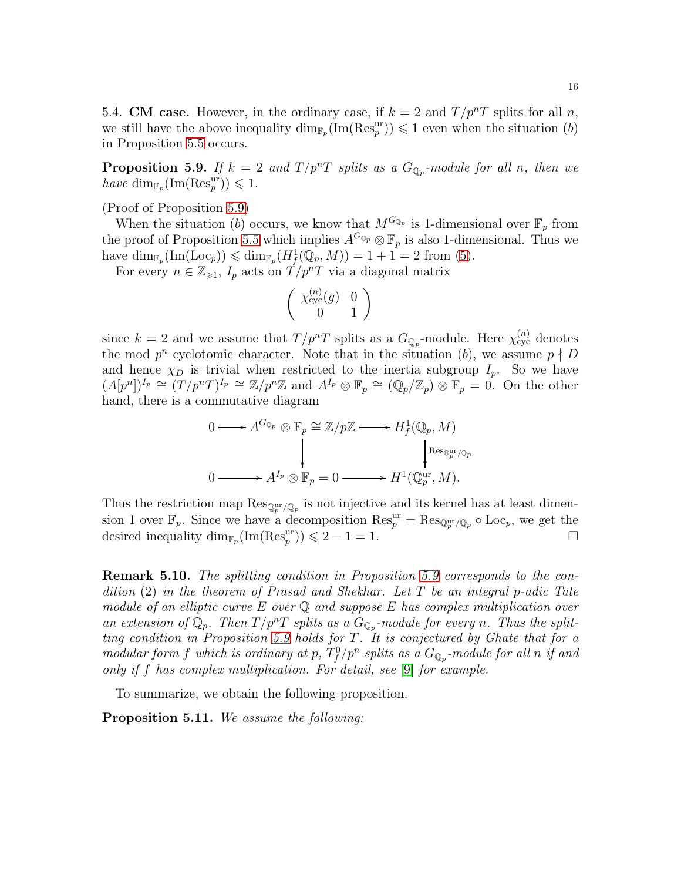5.4. **CM case.** However, in the ordinary case, if $k = 2$ and $T/p^nT$ splits for all $n$, we still have the above inequality $\dim_{\mathbb{F}_p}(\mathrm{Im}(\mathrm{Res}_p^{\mathrm{ur}})) \leqslant 1$ even when the situation $(b)$ in Proposition 5.5 occurs.

**Proposition 5.9.** *If $k = 2$ and $T/p^nT$ splits as a $G_{\mathbb{Q}_p}$-module for all $n$, then we have $\dim_{\mathbb{F}_p}(\mathrm{Im}(\mathrm{Res}_p^{\mathrm{ur}})) \leqslant 1$.*

(Proof of Proposition 5.9)

When the situation $(b)$ occurs, we know that $M^{G_{\mathbb{Q}_p}}$ is 1-dimensional over $\mathbb{F}_p$ from the proof of Proposition 5.5 which implies $A^{G_{\mathbb{Q}_p}} \otimes \mathbb{F}_p$ is also 1-dimensional. Thus we have $\dim_{\mathbb{F}_p}(\mathrm{Im}(\mathrm{Loc}_p)) \leqslant \dim_{\mathbb{F}_p}(H^1_f(\mathbb{Q}_p, M)) = 1 + 1 = 2$ from (5).

For every $n \in \mathbb{Z}_{\geqslant 1}$, $I_p$ acts on $T/p^nT$ via a diagonal matrix

$$\begin{pmatrix} \chi_{\mathrm{cyc}}^{(n)}(g) & 0 \\ 0 & 1 \end{pmatrix}$$

since $k = 2$ and we assume that $T/p^nT$ splits as a $G_{\mathbb{Q}_p}$-module. Here $\chi_{\mathrm{cyc}}^{(n)}$ denotes the mod $p^n$ cyclotomic character. Note that in the situation $(b)$, we assume $p \nmid D$ and hence $\chi_D$ is trivial when restricted to the inertia subgroup $I_p$. So we have $(A[p^n])^{I_p} \cong (T/p^nT)^{I_p} \cong \mathbb{Z}/p^n\mathbb{Z}$ and $A^{I_p} \otimes \mathbb{F}_p \cong (\mathbb{Q}_p/\mathbb{Z}_p) \otimes \mathbb{F}_p = 0$. On the other hand, there is a commutative diagram

$$\begin{array}{ccccc}
0 & \longrightarrow & A^{G_{\mathbb{Q}_p}} \otimes \mathbb{F}_p \cong \mathbb{Z}/p\mathbb{Z} & \longrightarrow & H^1_f(\mathbb{Q}_p, M) \\
 & & \downarrow & & \downarrow {\scriptstyle \mathrm{Res}_{\mathbb{Q}_p^{\mathrm{ur}}/\mathbb{Q}_p}} \\
0 & \longrightarrow & A^{I_p} \otimes \mathbb{F}_p = 0 & \longrightarrow & H^1(\mathbb{Q}_p^{\mathrm{ur}}, M).
\end{array}$$

Thus the restriction map $\mathrm{Res}_{\mathbb{Q}_p^{\mathrm{ur}}/\mathbb{Q}_p}$ is not injective and its kernel has at least dimension 1 over $\mathbb{F}_p$. Since we have a decomposition $\mathrm{Res}_p^{\mathrm{ur}} = \mathrm{Res}_{\mathbb{Q}_p^{\mathrm{ur}}/\mathbb{Q}_p} \circ \mathrm{Loc}_p$, we get the desired inequality $\dim_{\mathbb{F}_p}(\mathrm{Im}(\mathrm{Res}_p^{\mathrm{ur}})) \leqslant 2 - 1 = 1$. □

**Remark 5.10.** *The splitting condition in Proposition 5.9 corresponds to the condition (2) in the theorem of Prasad and Shekhar. Let $T$ be an integral $p$-adic Tate module of an elliptic curve $E$ over $\mathbb{Q}$ and suppose $E$ has complex multiplication over an extension of $\mathbb{Q}_p$. Then $T/p^nT$ splits as a $G_{\mathbb{Q}_p}$-module for every $n$. Thus the splitting condition in Proposition 5.9 holds for $T$. It is conjectured by Ghate that for a modular form $f$ which is ordinary at $p$, $T_f^0/p^n$ splits as a $G_{\mathbb{Q}_p}$-module for all $n$ if and only if $f$ has complex multiplication. For detail, see [9] for example.*

To summarize, we obtain the following proposition.

**Proposition 5.11.** *We assume the following:*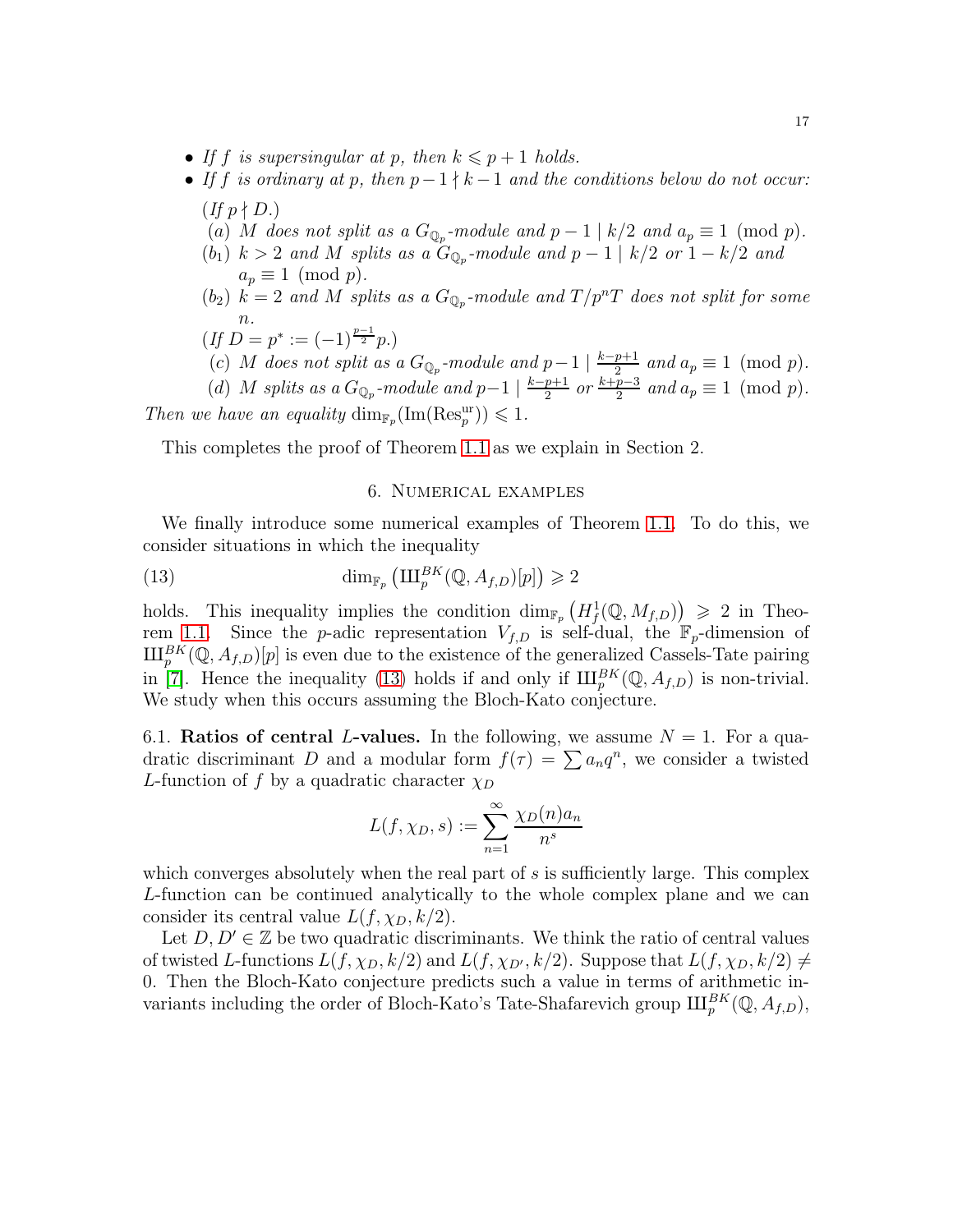- *If $f$ is supersingular at $p$, then $k \leqslant p+1$ holds.*
- *If $f$ is ordinary at $p$, then $p-1 \nmid k-1$ and the conditions below do not occur:*

  (*If $p \nmid D$.*)

  ($a$) *$M$ does not split as a $G_{\mathbb{Q}_p}$-module and $p-1 \mid k/2$ and $a_p \equiv 1 \pmod{p}$.*

  ($b_1$) *$k > 2$ and $M$ splits as a $G_{\mathbb{Q}_p}$-module and $p-1 \mid k/2$ or $1-k/2$ and $a_p \equiv 1 \pmod{p}$.*

  ($b_2$) *$k = 2$ and $M$ splits as a $G_{\mathbb{Q}_p}$-module and $T/p^nT$ does not split for some $n$.*

  (*If $D = p^* := (-1)^{\frac{p-1}{2}}p$.*)

  ($c$) *$M$ does not split as a $G_{\mathbb{Q}_p}$-module and $p-1 \mid \frac{k-p+1}{2}$ and $a_p \equiv 1 \pmod{p}$.*

  ($d$) *$M$ splits as a $G_{\mathbb{Q}_p}$-module and $p-1 \mid \frac{k-p+1}{2}$ or $\frac{k+p-3}{2}$ and $a_p \equiv 1 \pmod{p}$.*

*Then we have an equality $\dim_{\mathbb{F}_p}(\mathrm{Im}(\mathrm{Res}_p^{\mathrm{ur}})) \leqslant 1$.*

This completes the proof of Theorem 1.1 as we explain in Section 2.

## 6. Numerical examples

We finally introduce some numerical examples of Theorem 1.1. To do this, we consider situations in which the inequality

$$\dim_{\mathbb{F}_p}\left(\text{Ш}_p^{BK}(\mathbb{Q}, A_{f,D})[p]\right) \geqslant 2 \tag{13}$$

holds. This inequality implies the condition $\dim_{\mathbb{F}_p}\left(H_f^1(\mathbb{Q}, M_{f,D})\right) \geqslant 2$ in Theorem 1.1. Since the $p$-adic representation $V_{f,D}$ is self-dual, the $\mathbb{F}_p$-dimension of $\text{Ш}_p^{BK}(\mathbb{Q}, A_{f,D})[p]$ is even due to the existence of the generalized Cassels-Tate pairing in [7]. Hence the inequality (13) holds if and only if $\text{Ш}_p^{BK}(\mathbb{Q}, A_{f,D})$ is non-trivial. We study when this occurs assuming the Bloch-Kato conjecture.

**6.1. Ratios of central $L$-values.** In the following, we assume $N = 1$. For a quadratic discriminant $D$ and a modular form $f(\tau) = \sum a_n q^n$, we consider a twisted $L$-function of $f$ by a quadratic character $\chi_D$

$$L(f, \chi_D, s) := \sum_{n=1}^{\infty} \frac{\chi_D(n) a_n}{n^s}$$

which converges absolutely when the real part of $s$ is sufficiently large. This complex $L$-function can be continued analytically to the whole complex plane and we can consider its central value $L(f, \chi_D, k/2)$.

Let $D, D' \in \mathbb{Z}$ be two quadratic discriminants. We think the ratio of central values of twisted $L$-functions $L(f, \chi_D, k/2)$ and $L(f, \chi_{D'}, k/2)$. Suppose that $L(f, \chi_D, k/2) \neq 0$. Then the Bloch-Kato conjecture predicts such a value in terms of arithmetic invariants including the order of Bloch-Kato's Tate-Shafarevich group $\text{Ш}_p^{BK}(\mathbb{Q}, A_{f,D})$,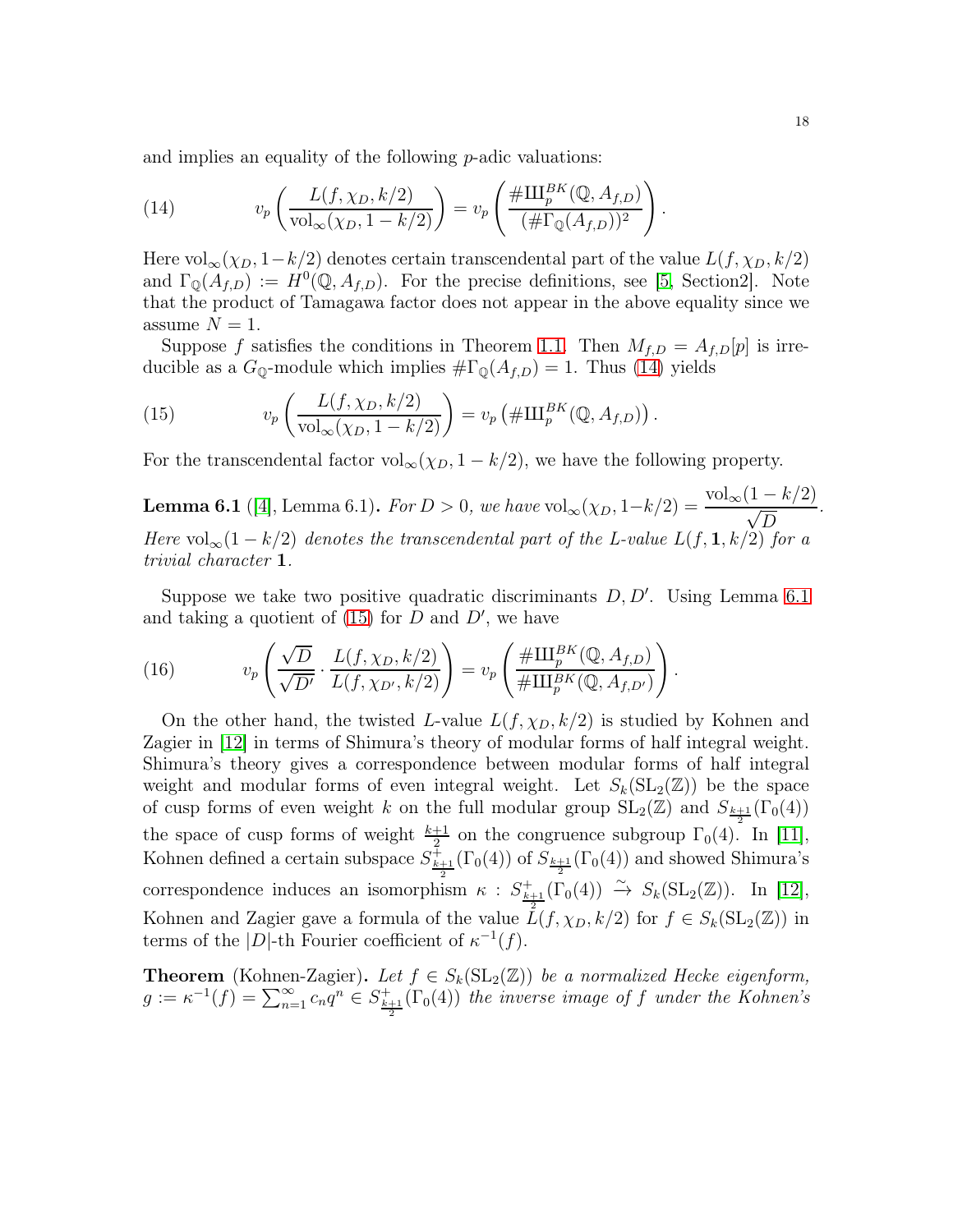and implies an equality of the following $p$-adic valuations:

$$v_p\left(\frac{L(f,\chi_D,k/2)}{\mathrm{vol}_\infty(\chi_D,1-k/2)}\right) = v_p\left(\frac{\#\text{Ш}_p^{BK}(\mathbb{Q},A_{f,D})}{(\#\Gamma_{\mathbb{Q}}(A_{f,D}))^2}\right). \tag{14}$$

Here $\mathrm{vol}_\infty(\chi_D,1-k/2)$ denotes certain transcendental part of the value $L(f,\chi_D,k/2)$ and $\Gamma_{\mathbb{Q}}(A_{f,D}) := H^0(\mathbb{Q},A_{f,D})$. For the precise definitions, see [5, Section2]. Note that the product of Tamagawa factor does not appear in the above equality since we assume $N=1$.

Suppose $f$ satisfies the conditions in Theorem 1.1. Then $M_{f,D} = A_{f,D}[p]$ is irreducible as a $G_{\mathbb{Q}}$-module which implies $\#\Gamma_{\mathbb{Q}}(A_{f,D}) = 1$. Thus (14) yields

$$v_p\left(\frac{L(f,\chi_D,k/2)}{\mathrm{vol}_\infty(\chi_D,1-k/2)}\right) = v_p\left(\#\text{Ш}_p^{BK}(\mathbb{Q},A_{f,D})\right). \tag{15}$$

For the transcendental factor $\mathrm{vol}_\infty(\chi_D,1-k/2)$, we have the following property.

**Lemma 6.1** ([4], Lemma 6.1)**.** *For $D>0$, we have $\mathrm{vol}_\infty(\chi_D,1-k/2) = \dfrac{\mathrm{vol}_\infty(1-k/2)}{\sqrt{D}}$. Here $\mathrm{vol}_\infty(1-k/2)$ denotes the transcendental part of the $L$-value $L(f,\mathbf{1},k/2)$ for a trivial character $\mathbf{1}$.*

Suppose we take two positive quadratic discriminants $D, D'$. Using Lemma 6.1 and taking a quotient of (15) for $D$ and $D'$, we have

$$v_p\left(\frac{\sqrt{D}}{\sqrt{D'}}\cdot\frac{L(f,\chi_D,k/2)}{L(f,\chi_{D'},k/2)}\right) = v_p\left(\frac{\#\text{Ш}_p^{BK}(\mathbb{Q},A_{f,D})}{\#\text{Ш}_p^{BK}(\mathbb{Q},A_{f,D'})}\right). \tag{16}$$

On the other hand, the twisted $L$-value $L(f,\chi_D,k/2)$ is studied by Kohnen and Zagier in [12] in terms of Shimura's theory of modular forms of half integral weight. Shimura's theory gives a correspondence between modular forms of half integral weight and modular forms of even integral weight. Let $S_k(\mathrm{SL}_2(\mathbb{Z}))$ be the space of cusp forms of even weight $k$ on the full modular group $\mathrm{SL}_2(\mathbb{Z})$ and $S_{\frac{k+1}{2}}(\Gamma_0(4))$ the space of cusp forms of weight $\frac{k+1}{2}$ on the congruence subgroup $\Gamma_0(4)$. In [11], Kohnen defined a certain subspace $S^+_{\frac{k+1}{2}}(\Gamma_0(4))$ of $S_{\frac{k+1}{2}}(\Gamma_0(4))$ and showed Shimura's correspondence induces an isomorphism $\kappa : S^+_{\frac{k+1}{2}}(\Gamma_0(4)) \xrightarrow{\sim} S_k(\mathrm{SL}_2(\mathbb{Z}))$. In [12], Kohnen and Zagier gave a formula of the value $L(f,\chi_D,k/2)$ for $f \in S_k(\mathrm{SL}_2(\mathbb{Z}))$ in terms of the $|D|$-th Fourier coefficient of $\kappa^{-1}(f)$.

**Theorem** (Kohnen-Zagier)**.** *Let $f \in S_k(\mathrm{SL}_2(\mathbb{Z}))$ be a normalized Hecke eigenform, $g := \kappa^{-1}(f) = \sum_{n=1}^{\infty} c_n q^n \in S^+_{\frac{k+1}{2}}(\Gamma_0(4))$ the inverse image of $f$ under the Kohnen's*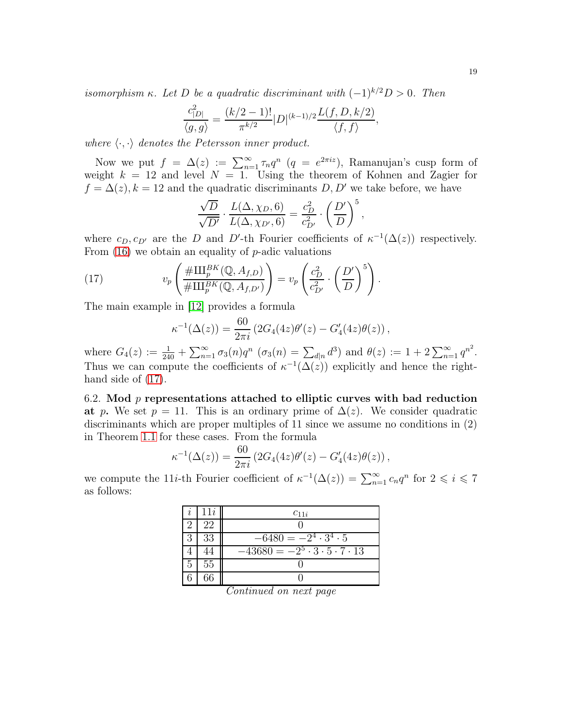*isomorphism $\kappa$. Let $D$ be a quadratic discriminant with $(-1)^{k/2}D > 0$. Then*

$$\frac{c_{|D|}^2}{\langle g, g\rangle} = \frac{(k/2-1)!}{\pi^{k/2}}|D|^{(k-1)/2}\frac{L(f, D, k/2)}{\langle f, f\rangle},$$

*where $\langle \cdot, \cdot \rangle$ denotes the Petersson inner product.*

Now we put $f = \Delta(z) := \sum_{n=1}^{\infty} \tau_n q^n$ ($q = e^{2\pi i z}$), Ramanujan's cusp form of weight $k = 12$ and level $N = 1$. Using the theorem of Kohnen and Zagier for $f = \Delta(z), k = 12$ and the quadratic discriminants $D, D'$ we take before, we have

$$\frac{\sqrt{D}}{\sqrt{D'}} \cdot \frac{L(\Delta, \chi_D, 6)}{L(\Delta, \chi_{D'}, 6)} = \frac{c_D^2}{c_{D'}^2} \cdot \left(\frac{D'}{D}\right)^5,$$

where $c_D, c_{D'}$ are the $D$ and $D'$-th Fourier coefficients of $\kappa^{-1}(\Delta(z))$ respectively. From (16) we obtain an equality of $p$-adic valuations

$$v_p\left(\frac{\#\text{Ш}_p^{BK}(\mathbb{Q}, A_{f,D})}{\#\text{Ш}_p^{BK}(\mathbb{Q}, A_{f,D'})}\right) = v_p\left(\frac{c_D^2}{c_{D'}^2} \cdot \left(\frac{D'}{D}\right)^5\right). \tag{17}$$

The main example in [12] provides a formula

$$\kappa^{-1}(\Delta(z)) = \frac{60}{2\pi i}\left(2G_4(4z)\theta'(z) - G_4'(4z)\theta(z)\right),$$

where $G_4(z) := \frac{1}{240} + \sum_{n=1}^{\infty} \sigma_3(n) q^n$ ($\sigma_3(n) = \sum_{d|n} d^3$) and $\theta(z) := 1 + 2\sum_{n=1}^{\infty} q^{n^2}$. Thus we can compute the coefficients of $\kappa^{-1}(\Delta(z))$ explicitly and hence the right-hand side of (17).

6.2. **Mod $p$ representations attached to elliptic curves with bad reduction at $p$.** We set $p = 11$. This is an ordinary prime of $\Delta(z)$. We consider quadratic discriminants which are proper multiples of 11 since we assume no conditions in (2) in Theorem 1.1 for these cases. From the formula

$$\kappa^{-1}(\Delta(z)) = \frac{60}{2\pi i}\left(2G_4(4z)\theta'(z) - G_4'(4z)\theta(z)\right),$$

we compute the $11i$-th Fourier coefficient of $\kappa^{-1}(\Delta(z)) = \sum_{n=1}^{\infty} c_n q^n$ for $2 \leqslant i \leqslant 7$ as follows:

| $i$ | $11i$ | $c_{11i}$ |
|---|---|---|
| 2 | 22 | 0 |
| 3 | 33 | $-6480 = -2^4 \cdot 3^4 \cdot 5$ |
| 4 | 44 | $-43680 = -2^5 \cdot 3 \cdot 5 \cdot 7 \cdot 13$ |
| 5 | 55 | 0 |
| 6 | 66 | 0 |

*Continued on next page*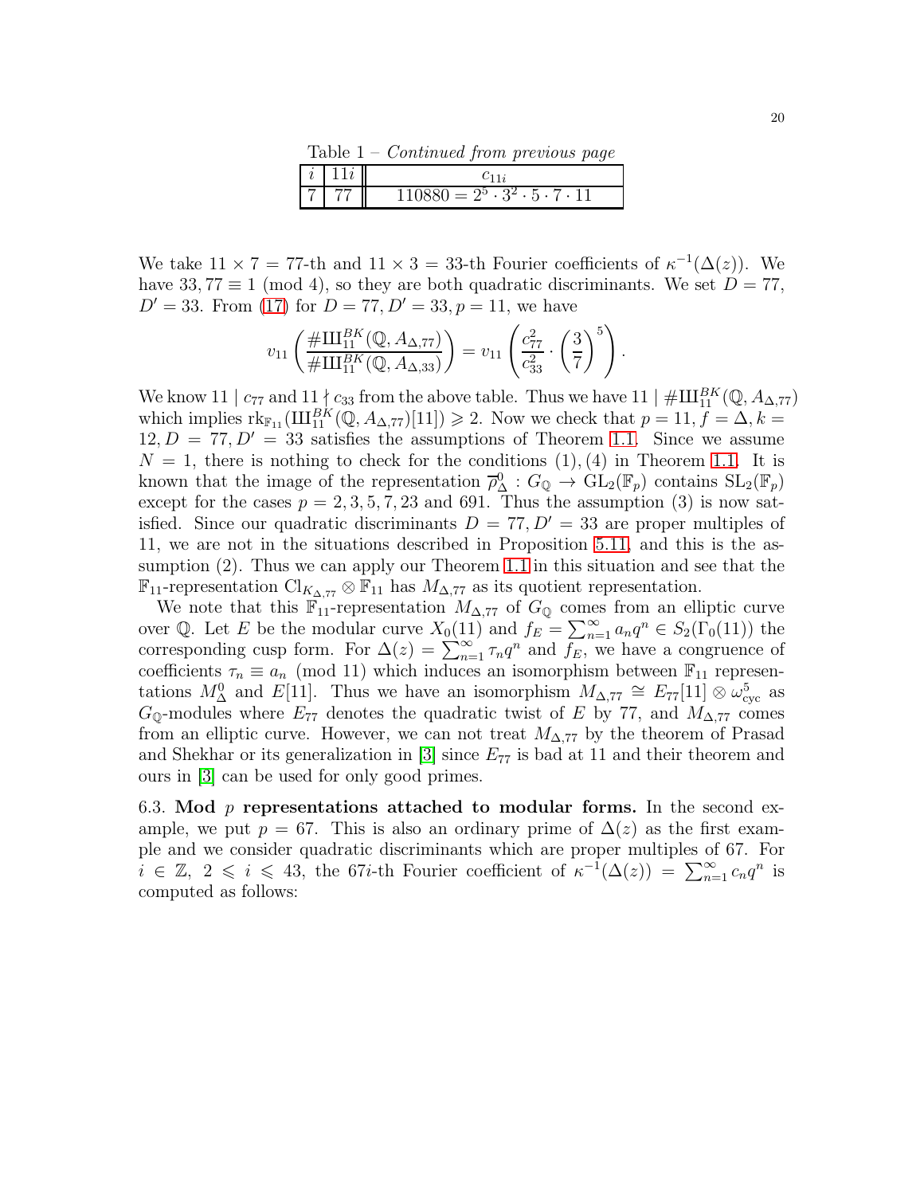Table 1 – *Continued from previous page*

| $i$ | $11i$ | $c_{11i}$ |
|---|---|---|
| 7 | 77 | $110880 = 2^5 \cdot 3^2 \cdot 5 \cdot 7 \cdot 11$ |

We take $11 \times 7 = 77$-th and $11 \times 3 = 33$-th Fourier coefficients of $\kappa^{-1}(\Delta(z))$. We have $33, 77 \equiv 1 \pmod 4$, so they are both quadratic discriminants. We set $D = 77$, $D' = 33$. From (17) for $D = 77, D' = 33, p = 11$, we have

$$v_{11}\left(\frac{\#\text{Ш}_{11}^{BK}(\mathbb{Q}, A_{\Delta,77})}{\#\text{Ш}_{11}^{BK}(\mathbb{Q}, A_{\Delta,33})}\right) = v_{11}\left(\frac{c_{77}^2}{c_{33}^2} \cdot \left(\frac{3}{7}\right)^5\right).$$

We know $11 \mid c_{77}$ and $11 \nmid c_{33}$ from the above table. Thus we have $11 \mid \#\text{Ш}_{11}^{BK}(\mathbb{Q}, A_{\Delta,77})$ which implies $\text{rk}_{\mathbb{F}_{11}}(\text{Ш}_{11}^{BK}(\mathbb{Q}, A_{\Delta,77})[11]) \geqslant 2$. Now we check that $p = 11, f = \Delta, k = 12, D = 77, D' = 33$ satisfies the assumptions of Theorem 1.1. Since we assume $N = 1$, there is nothing to check for the conditions $(1), (4)$ in Theorem 1.1. It is known that the image of the representation $\overline{\rho}_{\Delta}^0 : G_{\mathbb{Q}} \to \text{GL}_2(\mathbb{F}_p)$ contains $\text{SL}_2(\mathbb{F}_p)$ except for the cases $p = 2, 3, 5, 7, 23$ and $691$. Thus the assumption (3) is now satisfied. Since our quadratic discriminants $D = 77, D' = 33$ are proper multiples of 11, we are not in the situations described in Proposition 5.11, and this is the assumption (2). Thus we can apply our Theorem 1.1 in this situation and see that the $\mathbb{F}_{11}$-representation $\text{Cl}_{K_{\Delta,77}} \otimes \mathbb{F}_{11}$ has $M_{\Delta,77}$ as its quotient representation.

We note that this $\mathbb{F}_{11}$-representation $M_{\Delta,77}$ of $G_{\mathbb{Q}}$ comes from an elliptic curve over $\mathbb{Q}$. Let $E$ be the modular curve $X_0(11)$ and $f_E = \sum_{n=1}^{\infty} a_n q^n \in S_2(\Gamma_0(11))$ the corresponding cusp form. For $\Delta(z) = \sum_{n=1}^{\infty} \tau_n q^n$ and $f_E$, we have a congruence of coefficients $\tau_n \equiv a_n \pmod{11}$ which induces an isomorphism between $\mathbb{F}_{11}$ representations $M_{\Delta}^0$ and $E[11]$. Thus we have an isomorphism $M_{\Delta,77} \cong E_{77}[11] \otimes \omega_{\text{cyc}}^5$ as $G_{\mathbb{Q}}$-modules where $E_{77}$ denotes the quadratic twist of $E$ by 77, and $M_{\Delta,77}$ comes from an elliptic curve. However, we can not treat $M_{\Delta,77}$ by the theorem of Prasad and Shekhar or its generalization in [3] since $E_{77}$ is bad at 11 and their theorem and ours in [3] can be used for only good primes.

6.3. **Mod $p$ representations attached to modular forms.** In the second example, we put $p = 67$. This is also an ordinary prime of $\Delta(z)$ as the first example and we consider quadratic discriminants which are proper multiples of 67. For $i \in \mathbb{Z},\ 2 \leqslant i \leqslant 43$, the $67i$-th Fourier coefficient of $\kappa^{-1}(\Delta(z)) = \sum_{n=1}^{\infty} c_n q^n$ is computed as follows: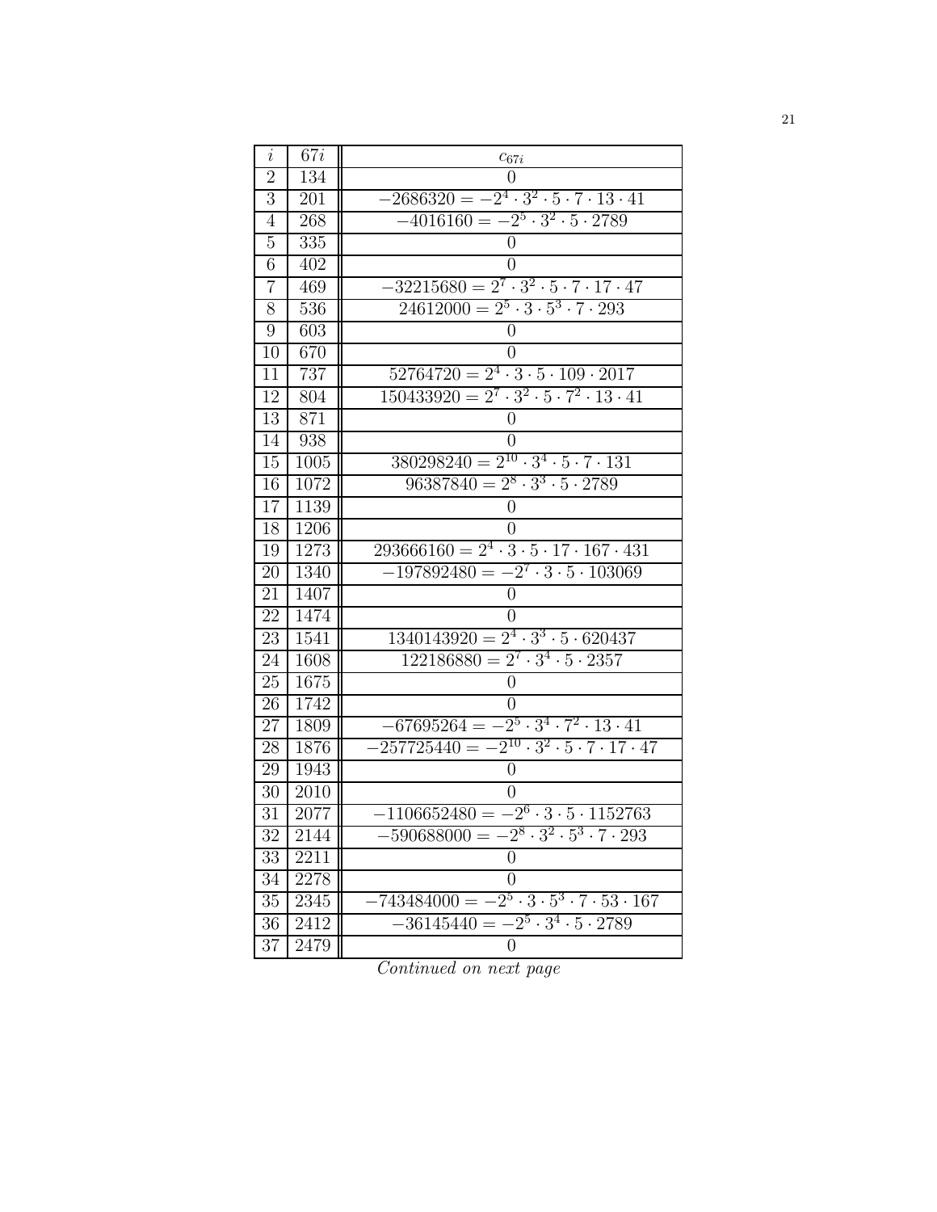| $i$ | $67i$ | $c_{67i}$ |
|---|---|---|
| 2 | 134 | $0$ |
| 3 | 201 | $-2686320 = -2^4 \cdot 3^2 \cdot 5 \cdot 7 \cdot 13 \cdot 41$ |
| 4 | 268 | $-4016160 = -2^5 \cdot 3^2 \cdot 5 \cdot 2789$ |
| 5 | 335 | $0$ |
| 6 | 402 | $0$ |
| 7 | 469 | $-32215680 = 2^7 \cdot 3^2 \cdot 5 \cdot 7 \cdot 17 \cdot 47$ |
| 8 | 536 | $24612000 = 2^5 \cdot 3 \cdot 5^3 \cdot 7 \cdot 293$ |
| 9 | 603 | $0$ |
| 10 | 670 | $0$ |
| 11 | 737 | $52764720 = 2^4 \cdot 3 \cdot 5 \cdot 109 \cdot 2017$ |
| 12 | 804 | $150433920 = 2^7 \cdot 3^2 \cdot 5 \cdot 7^2 \cdot 13 \cdot 41$ |
| 13 | 871 | $0$ |
| 14 | 938 | $0$ |
| 15 | 1005 | $380298240 = 2^{10} \cdot 3^4 \cdot 5 \cdot 7 \cdot 131$ |
| 16 | 1072 | $96387840 = 2^8 \cdot 3^3 \cdot 5 \cdot 2789$ |
| 17 | 1139 | $0$ |
| 18 | 1206 | $0$ |
| 19 | 1273 | $293666160 = 2^4 \cdot 3 \cdot 5 \cdot 17 \cdot 167 \cdot 431$ |
| 20 | 1340 | $-197892480 = -2^7 \cdot 3 \cdot 5 \cdot 103069$ |
| 21 | 1407 | $0$ |
| 22 | 1474 | $0$ |
| 23 | 1541 | $1340143920 = 2^4 \cdot 3^3 \cdot 5 \cdot 620437$ |
| 24 | 1608 | $122186880 = 2^7 \cdot 3^4 \cdot 5 \cdot 2357$ |
| 25 | 1675 | $0$ |
| 26 | 1742 | $0$ |
| 27 | 1809 | $-67695264 = -2^5 \cdot 3^4 \cdot 7^2 \cdot 13 \cdot 41$ |
| 28 | 1876 | $-257725440 = -2^{10} \cdot 3^2 \cdot 5 \cdot 7 \cdot 17 \cdot 47$ |
| 29 | 1943 | $0$ |
| 30 | 2010 | $0$ |
| 31 | 2077 | $-1106652480 = -2^6 \cdot 3 \cdot 5 \cdot 1152763$ |
| 32 | 2144 | $-590688000 = -2^8 \cdot 3^2 \cdot 5^3 \cdot 7 \cdot 293$ |
| 33 | 2211 | $0$ |
| 34 | 2278 | $0$ |
| 35 | 2345 | $-743484000 = -2^5 \cdot 3 \cdot 5^3 \cdot 7 \cdot 53 \cdot 167$ |
| 36 | 2412 | $-36145440 = -2^5 \cdot 3^4 \cdot 5 \cdot 2789$ |
| 37 | 2479 | $0$ |

*Continued on next page*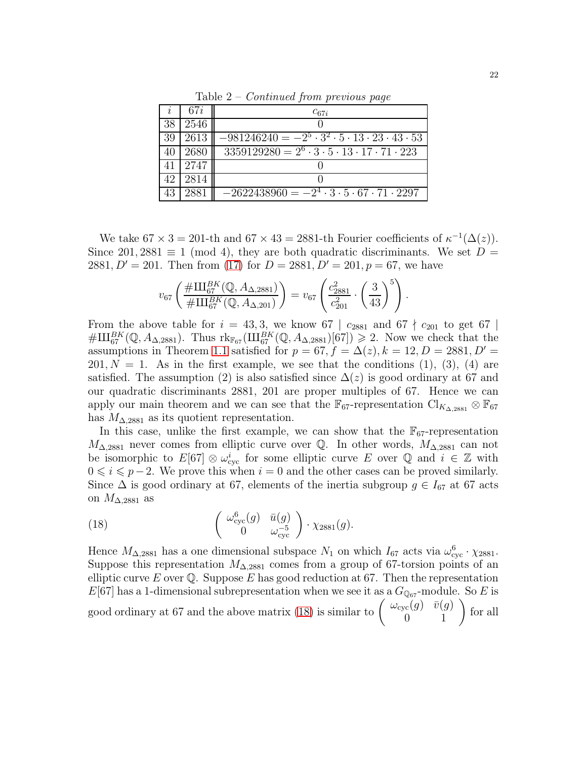Table 2 – *Continued from previous page*

| $i$ | $67i$ | $c_{67i}$ |
|---|---|---|
| 38 | 2546 | 0 |
| 39 | 2613 | $-981246240 = -2^5 \cdot 3^2 \cdot 5 \cdot 13 \cdot 23 \cdot 43 \cdot 53$ |
| 40 | 2680 | $3359129280 = 2^6 \cdot 3 \cdot 5 \cdot 13 \cdot 17 \cdot 71 \cdot 223$ |
| 41 | 2747 | 0 |
| 42 | 2814 | 0 |
| 43 | 2881 | $-2622438960 = -2^4 \cdot 3 \cdot 5 \cdot 67 \cdot 71 \cdot 2297$ |

We take $67 \times 3 = 201$-th and $67 \times 43 = 2881$-th Fourier coefficients of $\kappa^{-1}(\Delta(z))$. Since $201, 2881 \equiv 1 \pmod 4$, they are both quadratic discriminants. We set $D = 2881, D' = 201$. Then from (17) for $D = 2881, D' = 201, p = 67$, we have

$$v_{67}\left(\frac{\#\text{Ш}_{67}^{BK}(\mathbb{Q}, A_{\Delta,2881})}{\#\text{Ш}_{67}^{BK}(\mathbb{Q}, A_{\Delta,201})}\right) = v_{67}\left(\frac{c_{2881}^2}{c_{201}^2} \cdot \left(\frac{3}{43}\right)^5\right).$$

From the above table for $i = 43, 3$, we know $67 \mid c_{2881}$ and $67 \nmid c_{201}$ to get $67 \mid \#\text{Ш}_{67}^{BK}(\mathbb{Q}, A_{\Delta,2881})$. Thus $\text{rk}_{\mathbb{F}_{67}}(\text{Ш}_{67}^{BK}(\mathbb{Q}, A_{\Delta,2881})[67]) \geqslant 2$. Now we check that the assumptions in Theorem 1.1 satisfied for $p = 67, f = \Delta(z), k = 12, D = 2881, D' = 201, N = 1$. As in the first example, we see that the conditions (1), (3), (4) are satisfied. The assumption (2) is also satisfied since $\Delta(z)$ is good ordinary at 67 and our quadratic discriminants 2881, 201 are proper multiples of 67. Hence we can apply our main theorem and we can see that the $\mathbb{F}_{67}$-representation $\text{Cl}_{K_{\Delta,2881}} \otimes \mathbb{F}_{67}$ has $M_{\Delta,2881}$ as its quotient representation.

In this case, unlike the first example, we can show that the $\mathbb{F}_{67}$-representation $M_{\Delta,2881}$ never comes from elliptic curve over $\mathbb{Q}$. In other words, $M_{\Delta,2881}$ can not be isomorphic to $E[67] \otimes \omega_{\text{cyc}}^i$ for some elliptic curve $E$ over $\mathbb{Q}$ and $i \in \mathbb{Z}$ with $0 \leqslant i \leqslant p-2$. We prove this when $i = 0$ and the other cases can be proved similarly. Since $\Delta$ is good ordinary at 67, elements of the inertia subgroup $g \in I_{67}$ at 67 acts on $M_{\Delta,2881}$ as

$$\begin{pmatrix} \omega_{\text{cyc}}^6(g) & \bar{u}(g) \\ 0 & \omega_{\text{cyc}}^{-5} \end{pmatrix} \cdot \chi_{2881}(g). \tag{18}$$

Hence $M_{\Delta,2881}$ has a one dimensional subspace $N_1$ on which $I_{67}$ acts via $\omega_{\text{cyc}}^6 \cdot \chi_{2881}$. Suppose this representation $M_{\Delta,2881}$ comes from a group of 67-torsion points of an elliptic curve $E$ over $\mathbb{Q}$. Suppose $E$ has good reduction at 67. Then the representation $E[67]$ has a 1-dimensional subrepresentation when we see it as a $G_{\mathbb{Q}_{67}}$-module. So $E$ is good ordinary at 67 and the above matrix (18) is similar to $\begin{pmatrix} \omega_{\text{cyc}}(g) & \bar{v}(g) \\ 0 & 1 \end{pmatrix}$ for all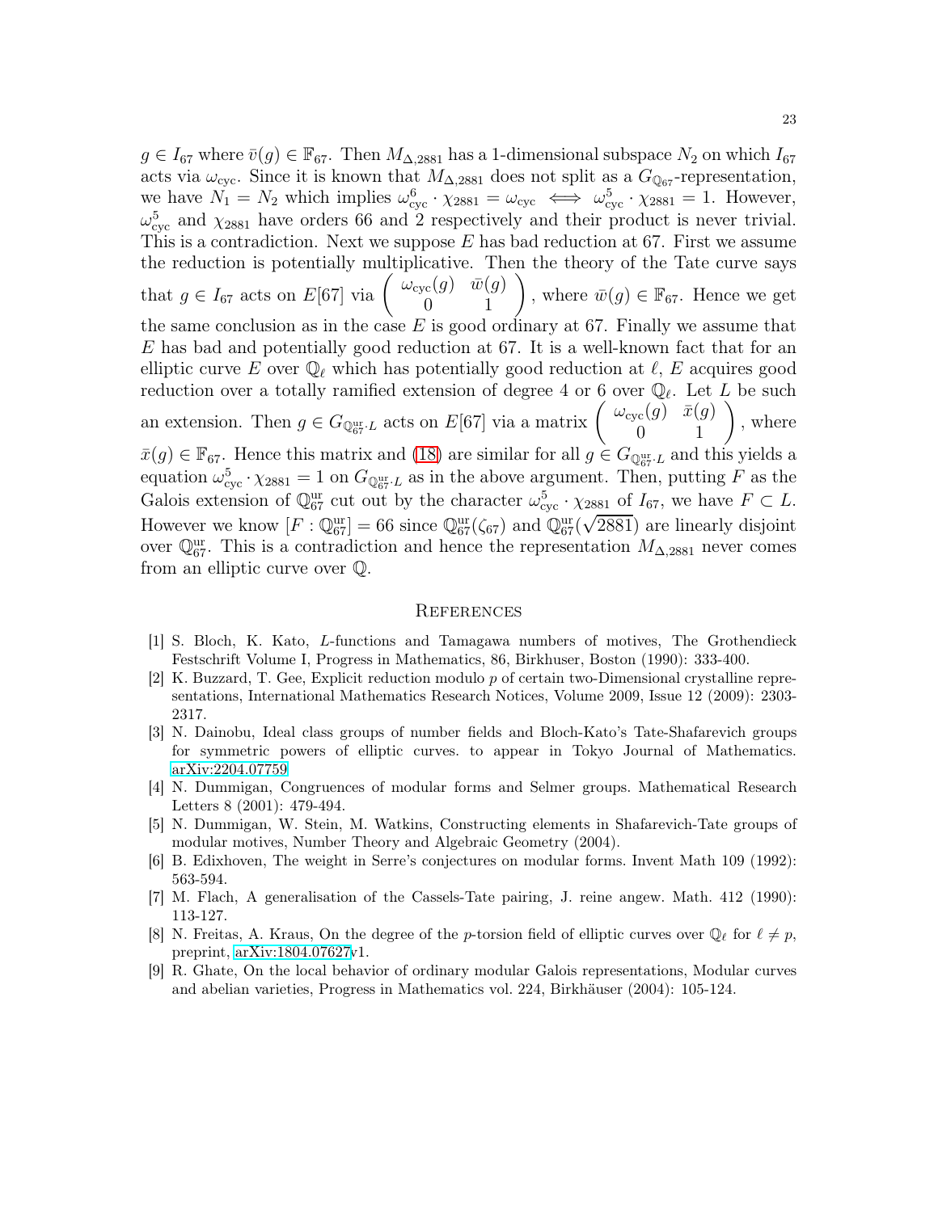$g \in I_{67}$ where $\bar{v}(g) \in \mathbb{F}_{67}$. Then $M_{\Delta,2881}$ has a 1-dimensional subspace $N_2$ on which $I_{67}$ acts via $\omega_{\rm cyc}$. Since it is known that $M_{\Delta,2881}$ does not split as a $G_{\mathbb{Q}_{67}}$-representation, we have $N_1 = N_2$ which implies $\omega_{\rm cyc}^6 \cdot \chi_{2881} = \omega_{\rm cyc} \iff \omega_{\rm cyc}^5 \cdot \chi_{2881} = 1$. However, $\omega_{\rm cyc}^5$ and $\chi_{2881}$ have orders 66 and 2 respectively and their product is never trivial. This is a contradiction. Next we suppose $E$ has bad reduction at 67. First we assume the reduction is potentially multiplicative. Then the theory of the Tate curve says that $g \in I_{67}$ acts on $E[67]$ via $\begin{pmatrix} \omega_{\rm cyc}(g) & \bar{w}(g) \\ 0 & 1 \end{pmatrix}$, where $\bar{w}(g) \in \mathbb{F}_{67}$. Hence we get the same conclusion as in the case $E$ is good ordinary at 67. Finally we assume that $E$ has bad and potentially good reduction at 67. It is a well-known fact that for an elliptic curve $E$ over $\mathbb{Q}_\ell$ which has potentially good reduction at $\ell$, $E$ acquires good reduction over a totally ramified extension of degree 4 or 6 over $\mathbb{Q}_\ell$. Let $L$ be such an extension. Then $g \in G_{\mathbb{Q}_{67}^{\rm ur} \cdot L}$ acts on $E[67]$ via a matrix $\begin{pmatrix} \omega_{\rm cyc}(g) & \bar{x}(g) \\ 0 & 1 \end{pmatrix}$, where $\bar{x}(g) \in \mathbb{F}_{67}$. Hence this matrix and (18) are similar for all $g \in G_{\mathbb{Q}_{67}^{\rm ur} \cdot L}$ and this yields a equation $\omega_{\rm cyc}^5 \cdot \chi_{2881} = 1$ on $G_{\mathbb{Q}_{67}^{\rm ur} \cdot L}$ as in the above argument. Then, putting $F$ as the Galois extension of $\mathbb{Q}_{67}^{\rm ur}$ cut out by the character $\omega_{\rm cyc}^5 \cdot \chi_{2881}$ of $I_{67}$, we have $F \subset L$. However we know $[F : \mathbb{Q}_{67}^{\rm ur}] = 66$ since $\mathbb{Q}_{67}^{\rm ur}(\zeta_{67})$ and $\mathbb{Q}_{67}^{\rm ur}(\sqrt{2881})$ are linearly disjoint over $\mathbb{Q}_{67}^{\rm ur}$. This is a contradiction and hence the representation $M_{\Delta,2881}$ never comes from an elliptic curve over $\mathbb{Q}$.

## References

[1] S. Bloch, K. Kato, $L$-functions and Tamagawa numbers of motives, The Grothendieck Festschrift Volume I, Progress in Mathematics, 86, Birkhuser, Boston (1990): 333-400.

[2] K. Buzzard, T. Gee, Explicit reduction modulo $p$ of certain two-Dimensional crystalline representations, International Mathematics Research Notices, Volume 2009, Issue 12 (2009): 2303-2317.

[3] N. Dainobu, Ideal class groups of number fields and Bloch-Kato's Tate-Shafarevich groups for symmetric powers of elliptic curves. to appear in Tokyo Journal of Mathematics. arXiv:2204.07759

[4] N. Dummigan, Congruences of modular forms and Selmer groups. Mathematical Research Letters 8 (2001): 479-494.

[5] N. Dummigan, W. Stein, M. Watkins, Constructing elements in Shafarevich-Tate groups of modular motives, Number Theory and Algebraic Geometry (2004).

[6] B. Edixhoven, The weight in Serre's conjectures on modular forms. Invent Math 109 (1992): 563-594.

[7] M. Flach, A generalisation of the Cassels-Tate pairing, J. reine angew. Math. 412 (1990): 113-127.

[8] N. Freitas, A. Kraus, On the degree of the $p$-torsion field of elliptic curves over $\mathbb{Q}_\ell$ for $\ell \neq p$, preprint, arXiv:1804.07627v1.

[9] R. Ghate, On the local behavior of ordinary modular Galois representations, Modular curves and abelian varieties, Progress in Mathematics vol. 224, Birkhäuser (2004): 105-124.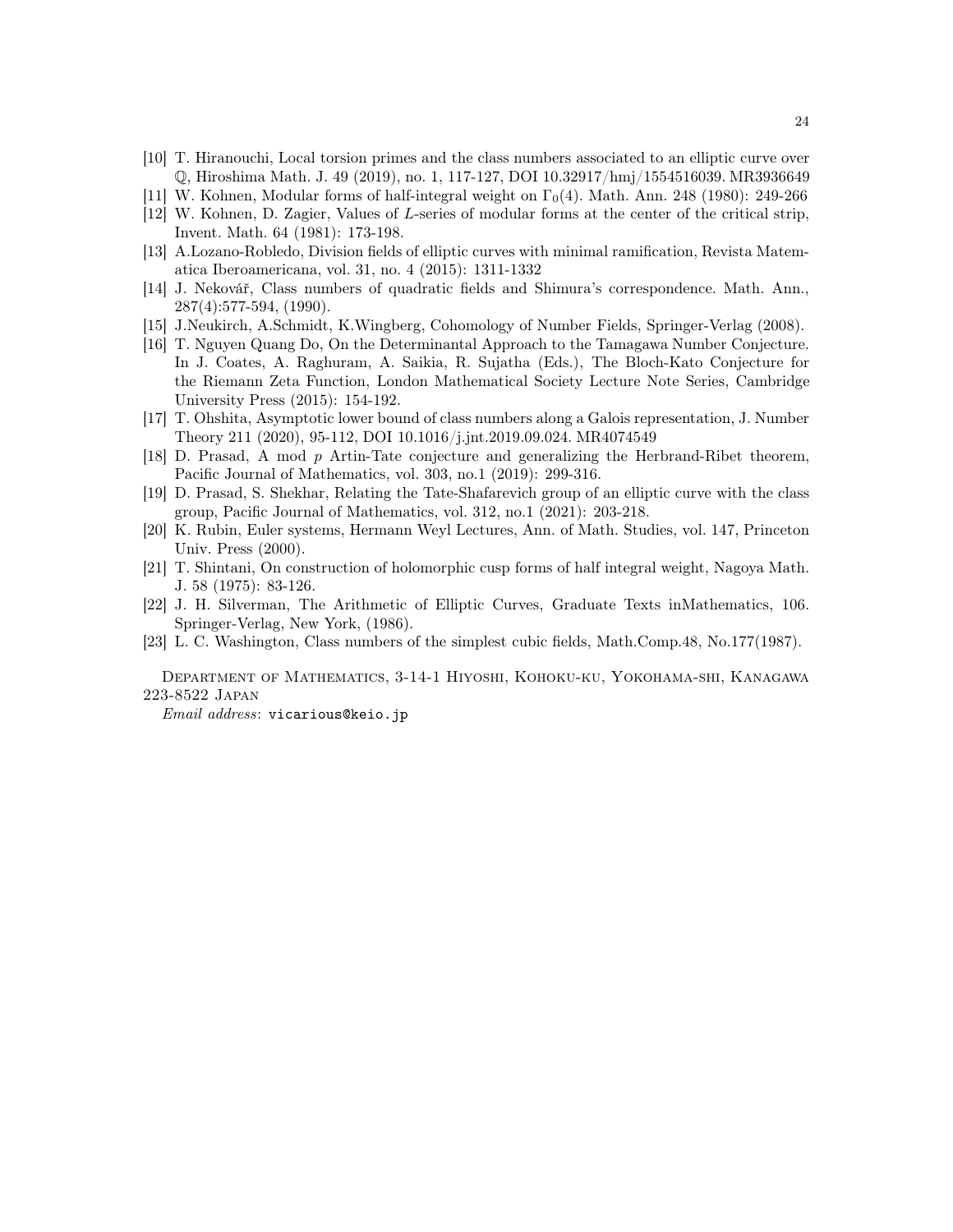[10] T. Hiranouchi, Local torsion primes and the class numbers associated to an elliptic curve over $\mathbb{Q}$, Hiroshima Math. J. 49 (2019), no. 1, 117-127, DOI 10.32917/hmj/1554516039. MR3936649

[11] W. Kohnen, Modular forms of half-integral weight on $\Gamma_0(4)$. Math. Ann. 248 (1980): 249-266

[12] W. Kohnen, D. Zagier, Values of $L$-series of modular forms at the center of the critical strip, Invent. Math. 64 (1981): 173-198.

[13] A.Lozano-Robledo, Division fields of elliptic curves with minimal ramification, Revista Matematica Iberoamericana, vol. 31, no. 4 (2015): 1311-1332

[14] J. Nekovář, Class numbers of quadratic fields and Shimura's correspondence. Math. Ann., 287(4):577-594, (1990).

[15] J.Neukirch, A.Schmidt, K.Wingberg, Cohomology of Number Fields, Springer-Verlag (2008).

[16] T. Nguyen Quang Do, On the Determinantal Approach to the Tamagawa Number Conjecture. In J. Coates, A. Raghuram, A. Saikia, R. Sujatha (Eds.), The Bloch-Kato Conjecture for the Riemann Zeta Function, London Mathematical Society Lecture Note Series, Cambridge University Press (2015): 154-192.

[17] T. Ohshita, Asymptotic lower bound of class numbers along a Galois representation, J. Number Theory 211 (2020), 95-112, DOI 10.1016/j.jnt.2019.09.024. MR4074549

[18] D. Prasad, A mod $p$ Artin-Tate conjecture and generalizing the Herbrand-Ribet theorem, Pacific Journal of Mathematics, vol. 303, no.1 (2019): 299-316.

[19] D. Prasad, S. Shekhar, Relating the Tate-Shafarevich group of an elliptic curve with the class group, Pacific Journal of Mathematics, vol. 312, no.1 (2021): 203-218.

[20] K. Rubin, Euler systems, Hermann Weyl Lectures, Ann. of Math. Studies, vol. 147, Princeton Univ. Press (2000).

[21] T. Shintani, On construction of holomorphic cusp forms of half integral weight, Nagoya Math. J. 58 (1975): 83-126.

[22] J. H. Silverman, The Arithmetic of Elliptic Curves, Graduate Texts inMathematics, 106. Springer-Verlag, New York, (1986).

[23] L. C. Washington, Class numbers of the simplest cubic fields, Math.Comp.48, No.177(1987).

Department of Mathematics, 3-14-1 Hiyoshi, Kohoku-ku, Yokohama-shi, Kanagawa 223-8522 Japan

*Email address*: vicarious@keio.jp